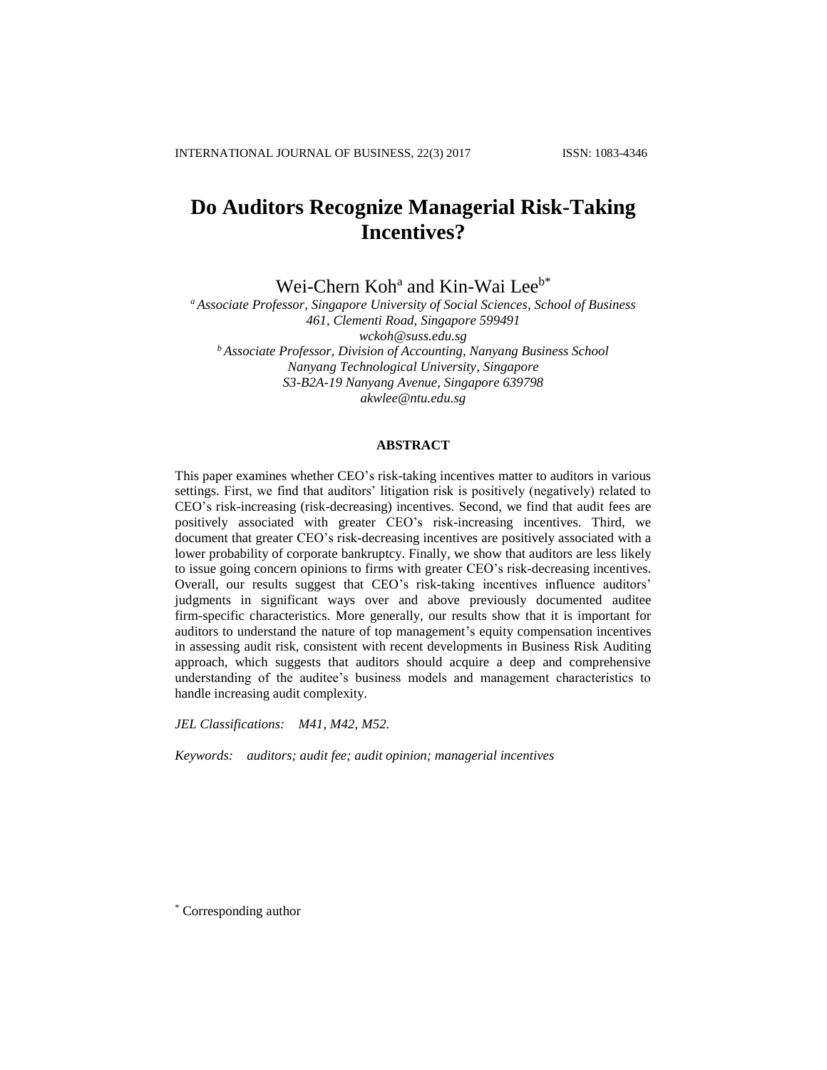# Do Auditors Recognize Managerial Risk-Taking Incentives?

Wei-Chern Koh[a] and Kin-Wai Lee[b*]

[a] *Associate Professor, Singapore University of Social Sciences, School of Business*
*461, Clementi Road, Singapore 599491*
*wckoh@suss.edu.sg*

[b] *Associate Professor, Division of Accounting, Nanyang Business School*
*Nanyang Technological University, Singapore*
*S3-B2A-19 Nanyang Avenue, Singapore 639798*
*akwlee@ntu.edu.sg*

## ABSTRACT

This paper examines whether CEO's risk-taking incentives matter to auditors in various settings. First, we find that auditors' litigation risk is positively (negatively) related to CEO's risk-increasing (risk-decreasing) incentives. Second, we find that audit fees are positively associated with greater CEO's risk-increasing incentives. Third, we document that greater CEO's risk-decreasing incentives are positively associated with a lower probability of corporate bankruptcy. Finally, we show that auditors are less likely to issue going concern opinions to firms with greater CEO's risk-decreasing incentives. Overall, our results suggest that CEO's risk-taking incentives influence auditors' judgments in significant ways over and above previously documented auditee firm-specific characteristics. More generally, our results show that it is important for auditors to understand the nature of top management's equity compensation incentives in assessing audit risk, consistent with recent developments in Business Risk Auditing approach, which suggests that auditors should acquire a deep and comprehensive understanding of the auditee's business models and management characteristics to handle increasing audit complexity.

*JEL Classifications: M41, M42, M52.*

*Keywords: auditors; audit fee; audit opinion; managerial incentives*

[*] Corresponding author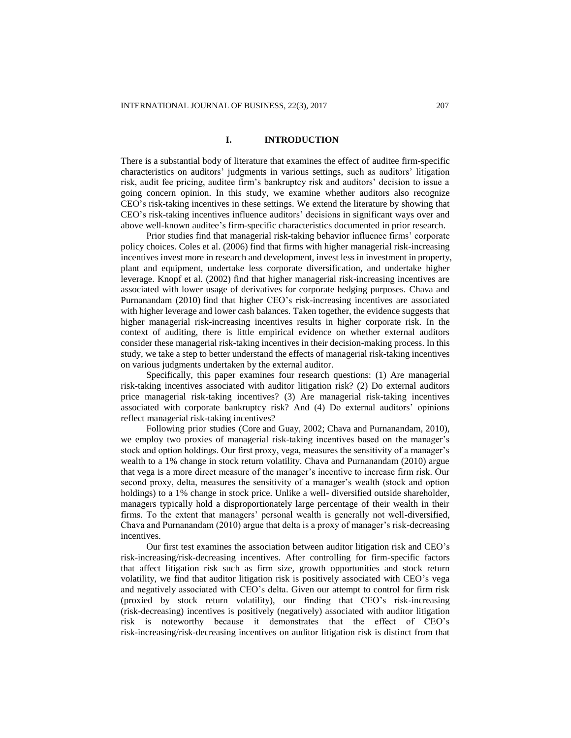# I. INTRODUCTION

There is a substantial body of literature that examines the effect of auditee firm-specific characteristics on auditors' judgments in various settings, such as auditors' litigation risk, audit fee pricing, auditee firm's bankruptcy risk and auditors' decision to issue a going concern opinion. In this study, we examine whether auditors also recognize CEO's risk-taking incentives in these settings. We extend the literature by showing that CEO's risk-taking incentives influence auditors' decisions in significant ways over and above well-known auditee's firm-specific characteristics documented in prior research.

Prior studies find that managerial risk-taking behavior influence firms' corporate policy choices. Coles et al. (2006) find that firms with higher managerial risk-increasing incentives invest more in research and development, invest less in investment in property, plant and equipment, undertake less corporate diversification, and undertake higher leverage. Knopf et al. (2002) find that higher managerial risk-increasing incentives are associated with lower usage of derivatives for corporate hedging purposes. Chava and Purnanandam (2010) find that higher CEO's risk-increasing incentives are associated with higher leverage and lower cash balances. Taken together, the evidence suggests that higher managerial risk-increasing incentives results in higher corporate risk. In the context of auditing, there is little empirical evidence on whether external auditors consider these managerial risk-taking incentives in their decision-making process. In this study, we take a step to better understand the effects of managerial risk-taking incentives on various judgments undertaken by the external auditor.

Specifically, this paper examines four research questions: (1) Are managerial risk-taking incentives associated with auditor litigation risk? (2) Do external auditors price managerial risk-taking incentives? (3) Are managerial risk-taking incentives associated with corporate bankruptcy risk? And (4) Do external auditors' opinions reflect managerial risk-taking incentives?

Following prior studies (Core and Guay, 2002; Chava and Purnanandam, 2010), we employ two proxies of managerial risk-taking incentives based on the manager's stock and option holdings. Our first proxy, vega, measures the sensitivity of a manager's wealth to a 1% change in stock return volatility. Chava and Purnanandam (2010) argue that vega is a more direct measure of the manager's incentive to increase firm risk. Our second proxy, delta, measures the sensitivity of a manager's wealth (stock and option holdings) to a 1% change in stock price. Unlike a well- diversified outside shareholder, managers typically hold a disproportionately large percentage of their wealth in their firms. To the extent that managers' personal wealth is generally not well-diversified, Chava and Purnanandam (2010) argue that delta is a proxy of manager's risk-decreasing incentives.

Our first test examines the association between auditor litigation risk and CEO's risk-increasing/risk-decreasing incentives. After controlling for firm-specific factors that affect litigation risk such as firm size, growth opportunities and stock return volatility, we find that auditor litigation risk is positively associated with CEO's vega and negatively associated with CEO's delta. Given our attempt to control for firm risk (proxied by stock return volatility), our finding that CEO's risk-increasing (risk-decreasing) incentives is positively (negatively) associated with auditor litigation risk is noteworthy because it demonstrates that the effect of CEO's risk-increasing/risk-decreasing incentives on auditor litigation risk is distinct from that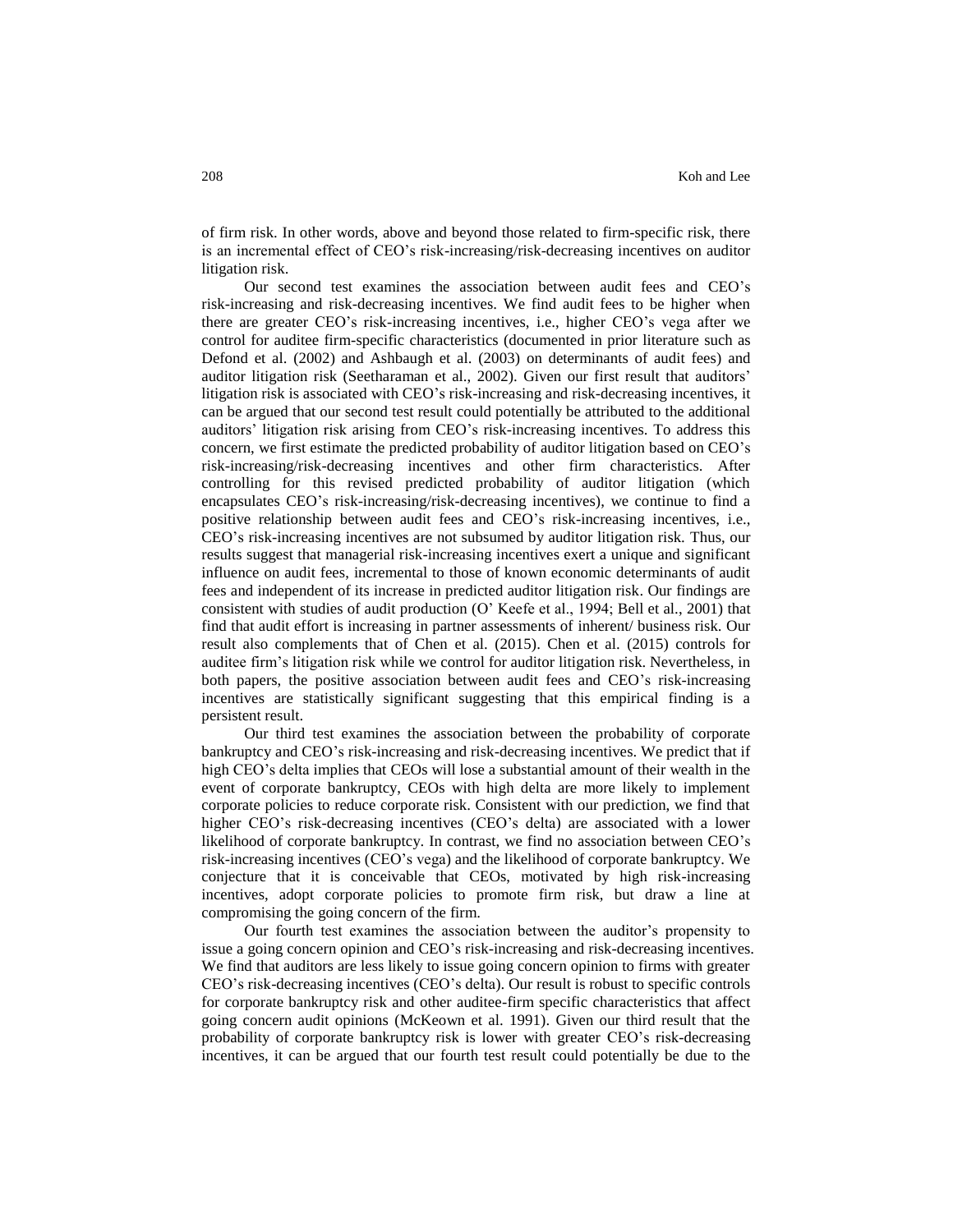of firm risk. In other words, above and beyond those related to firm-specific risk, there is an incremental effect of CEO's risk-increasing/risk-decreasing incentives on auditor litigation risk.

Our second test examines the association between audit fees and CEO's risk-increasing and risk-decreasing incentives. We find audit fees to be higher when there are greater CEO's risk-increasing incentives, i.e., higher CEO's vega after we control for auditee firm-specific characteristics (documented in prior literature such as Defond et al. (2002) and Ashbaugh et al. (2003) on determinants of audit fees) and auditor litigation risk (Seetharaman et al., 2002). Given our first result that auditors' litigation risk is associated with CEO's risk-increasing and risk-decreasing incentives, it can be argued that our second test result could potentially be attributed to the additional auditors' litigation risk arising from CEO's risk-increasing incentives. To address this concern, we first estimate the predicted probability of auditor litigation based on CEO's risk-increasing/risk-decreasing incentives and other firm characteristics. After controlling for this revised predicted probability of auditor litigation (which encapsulates CEO's risk-increasing/risk-decreasing incentives), we continue to find a positive relationship between audit fees and CEO's risk-increasing incentives, i.e., CEO's risk-increasing incentives are not subsumed by auditor litigation risk. Thus, our results suggest that managerial risk-increasing incentives exert a unique and significant influence on audit fees, incremental to those of known economic determinants of audit fees and independent of its increase in predicted auditor litigation risk. Our findings are consistent with studies of audit production (O' Keefe et al., 1994; Bell et al., 2001) that find that audit effort is increasing in partner assessments of inherent/ business risk. Our result also complements that of Chen et al. (2015). Chen et al. (2015) controls for auditee firm's litigation risk while we control for auditor litigation risk. Nevertheless, in both papers, the positive association between audit fees and CEO's risk-increasing incentives are statistically significant suggesting that this empirical finding is a persistent result.

Our third test examines the association between the probability of corporate bankruptcy and CEO's risk-increasing and risk-decreasing incentives. We predict that if high CEO's delta implies that CEOs will lose a substantial amount of their wealth in the event of corporate bankruptcy, CEOs with high delta are more likely to implement corporate policies to reduce corporate risk. Consistent with our prediction, we find that higher CEO's risk-decreasing incentives (CEO's delta) are associated with a lower likelihood of corporate bankruptcy. In contrast, we find no association between CEO's risk-increasing incentives (CEO's vega) and the likelihood of corporate bankruptcy. We conjecture that it is conceivable that CEOs, motivated by high risk-increasing incentives, adopt corporate policies to promote firm risk, but draw a line at compromising the going concern of the firm.

Our fourth test examines the association between the auditor's propensity to issue a going concern opinion and CEO's risk-increasing and risk-decreasing incentives. We find that auditors are less likely to issue going concern opinion to firms with greater CEO's risk-decreasing incentives (CEO's delta). Our result is robust to specific controls for corporate bankruptcy risk and other auditee-firm specific characteristics that affect going concern audit opinions (McKeown et al. 1991). Given our third result that the probability of corporate bankruptcy risk is lower with greater CEO's risk-decreasing incentives, it can be argued that our fourth test result could potentially be due to the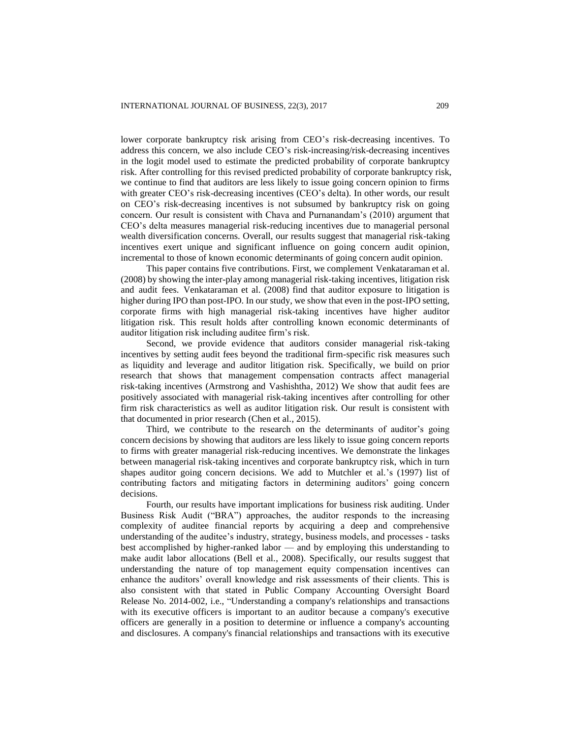lower corporate bankruptcy risk arising from CEO's risk-decreasing incentives. To address this concern, we also include CEO's risk-increasing/risk-decreasing incentives in the logit model used to estimate the predicted probability of corporate bankruptcy risk. After controlling for this revised predicted probability of corporate bankruptcy risk, we continue to find that auditors are less likely to issue going concern opinion to firms with greater CEO's risk-decreasing incentives (CEO's delta). In other words, our result on CEO's risk-decreasing incentives is not subsumed by bankruptcy risk on going concern. Our result is consistent with Chava and Purnanandam's (2010) argument that CEO's delta measures managerial risk-reducing incentives due to managerial personal wealth diversification concerns. Overall, our results suggest that managerial risk-taking incentives exert unique and significant influence on going concern audit opinion, incremental to those of known economic determinants of going concern audit opinion.

This paper contains five contributions. First, we complement Venkataraman et al. (2008) by showing the inter-play among managerial risk-taking incentives, litigation risk and audit fees. Venkataraman et al. (2008) find that auditor exposure to litigation is higher during IPO than post-IPO. In our study, we show that even in the post-IPO setting, corporate firms with high managerial risk-taking incentives have higher auditor litigation risk. This result holds after controlling known economic determinants of auditor litigation risk including auditee firm's risk.

Second, we provide evidence that auditors consider managerial risk-taking incentives by setting audit fees beyond the traditional firm-specific risk measures such as liquidity and leverage and auditor litigation risk. Specifically, we build on prior research that shows that management compensation contracts affect managerial risk-taking incentives (Armstrong and Vashishtha, 2012) We show that audit fees are positively associated with managerial risk-taking incentives after controlling for other firm risk characteristics as well as auditor litigation risk. Our result is consistent with that documented in prior research (Chen et al., 2015).

Third, we contribute to the research on the determinants of auditor's going concern decisions by showing that auditors are less likely to issue going concern reports to firms with greater managerial risk-reducing incentives. We demonstrate the linkages between managerial risk-taking incentives and corporate bankruptcy risk, which in turn shapes auditor going concern decisions. We add to Mutchler et al.'s (1997) list of contributing factors and mitigating factors in determining auditors' going concern decisions.

Fourth, our results have important implications for business risk auditing. Under Business Risk Audit ("BRA") approaches, the auditor responds to the increasing complexity of auditee financial reports by acquiring a deep and comprehensive understanding of the auditee's industry, strategy, business models, and processes - tasks best accomplished by higher-ranked labor — and by employing this understanding to make audit labor allocations (Bell et al., 2008). Specifically, our results suggest that understanding the nature of top management equity compensation incentives can enhance the auditors' overall knowledge and risk assessments of their clients. This is also consistent with that stated in Public Company Accounting Oversight Board Release No. 2014-002, i.e., "Understanding a company's relationships and transactions with its executive officers is important to an auditor because a company's executive officers are generally in a position to determine or influence a company's accounting and disclosures. A company's financial relationships and transactions with its executive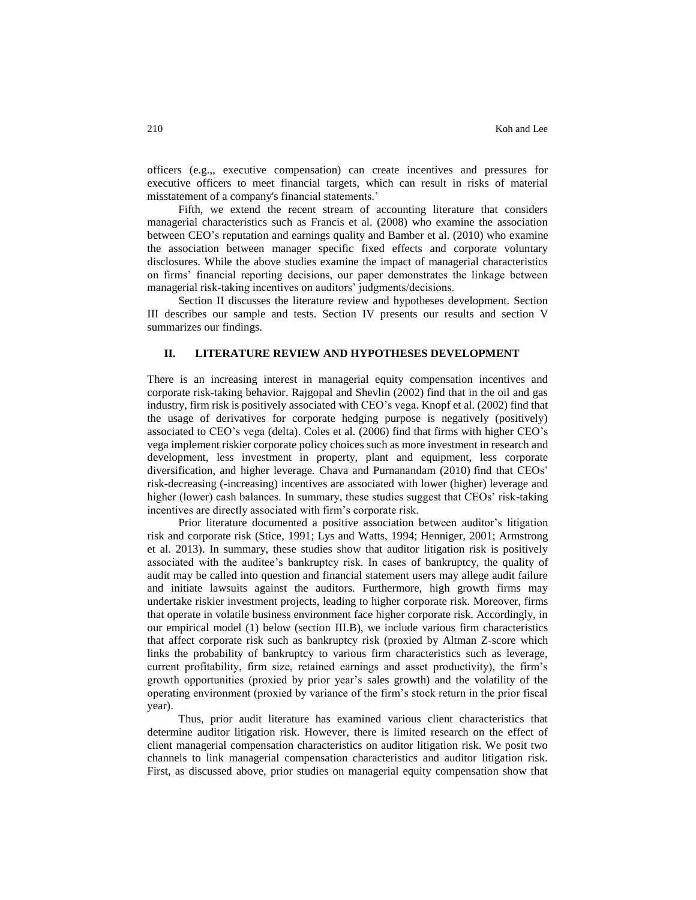officers (e.g.,, executive compensation) can create incentives and pressures for executive officers to meet financial targets, which can result in risks of material misstatement of a company's financial statements.'

Fifth, we extend the recent stream of accounting literature that considers managerial characteristics such as Francis et al. (2008) who examine the association between CEO's reputation and earnings quality and Bamber et al. (2010) who examine the association between manager specific fixed effects and corporate voluntary disclosures. While the above studies examine the impact of managerial characteristics on firms' financial reporting decisions, our paper demonstrates the linkage between managerial risk-taking incentives on auditors' judgments/decisions.

Section II discusses the literature review and hypotheses development. Section III describes our sample and tests. Section IV presents our results and section V summarizes our findings.

## II. LITERATURE REVIEW AND HYPOTHESES DEVELOPMENT

There is an increasing interest in managerial equity compensation incentives and corporate risk-taking behavior. Rajgopal and Shevlin (2002) find that in the oil and gas industry, firm risk is positively associated with CEO's vega. Knopf et al. (2002) find that the usage of derivatives for corporate hedging purpose is negatively (positively) associated to CEO's vega (delta). Coles et al. (2006) find that firms with higher CEO's vega implement riskier corporate policy choices such as more investment in research and development, less investment in property, plant and equipment, less corporate diversification, and higher leverage. Chava and Purnanandam (2010) find that CEOs' risk-decreasing (-increasing) incentives are associated with lower (higher) leverage and higher (lower) cash balances. In summary, these studies suggest that CEOs' risk-taking incentives are directly associated with firm's corporate risk.

Prior literature documented a positive association between auditor's litigation risk and corporate risk (Stice, 1991; Lys and Watts, 1994; Henniger, 2001; Armstrong et al. 2013). In summary, these studies show that auditor litigation risk is positively associated with the auditee's bankruptcy risk. In cases of bankruptcy, the quality of audit may be called into question and financial statement users may allege audit failure and initiate lawsuits against the auditors. Furthermore, high growth firms may undertake riskier investment projects, leading to higher corporate risk. Moreover, firms that operate in volatile business environment face higher corporate risk. Accordingly, in our empirical model (1) below (section III.B), we include various firm characteristics that affect corporate risk such as bankruptcy risk (proxied by Altman Z-score which links the probability of bankruptcy to various firm characteristics such as leverage, current profitability, firm size, retained earnings and asset productivity), the firm's growth opportunities (proxied by prior year's sales growth) and the volatility of the operating environment (proxied by variance of the firm's stock return in the prior fiscal year).

Thus, prior audit literature has examined various client characteristics that determine auditor litigation risk. However, there is limited research on the effect of client managerial compensation characteristics on auditor litigation risk. We posit two channels to link managerial compensation characteristics and auditor litigation risk. First, as discussed above, prior studies on managerial equity compensation show that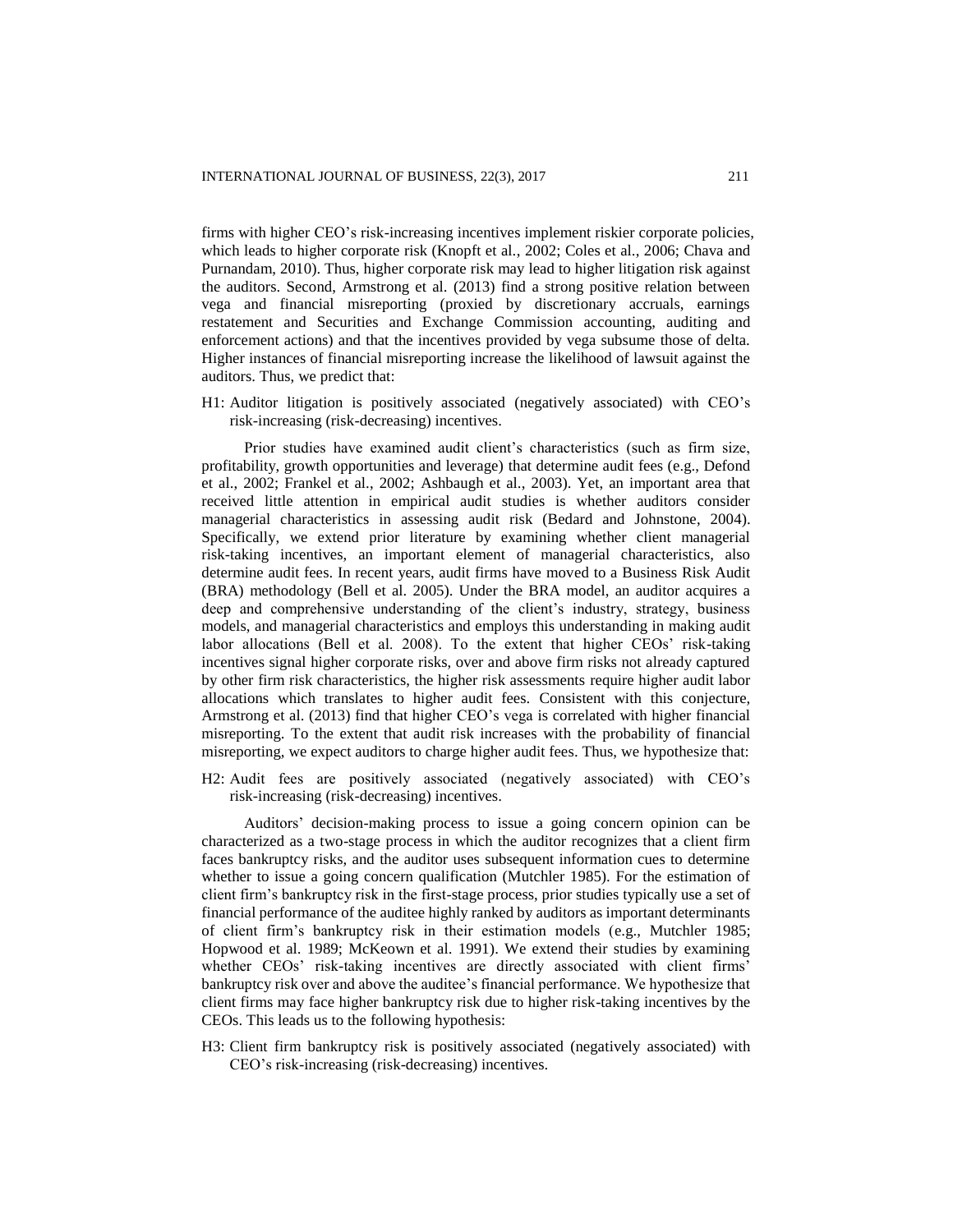firms with higher CEO's risk-increasing incentives implement riskier corporate policies, which leads to higher corporate risk (Knopft et al., 2002; Coles et al., 2006; Chava and Purnandam, 2010). Thus, higher corporate risk may lead to higher litigation risk against the auditors. Second, Armstrong et al. (2013) find a strong positive relation between vega and financial misreporting (proxied by discretionary accruals, earnings restatement and Securities and Exchange Commission accounting, auditing and enforcement actions) and that the incentives provided by vega subsume those of delta. Higher instances of financial misreporting increase the likelihood of lawsuit against the auditors. Thus, we predict that:

H1: Auditor litigation is positively associated (negatively associated) with CEO's risk-increasing (risk-decreasing) incentives.

Prior studies have examined audit client's characteristics (such as firm size, profitability, growth opportunities and leverage) that determine audit fees (e.g., Defond et al., 2002; Frankel et al., 2002; Ashbaugh et al., 2003). Yet, an important area that received little attention in empirical audit studies is whether auditors consider managerial characteristics in assessing audit risk (Bedard and Johnstone, 2004). Specifically, we extend prior literature by examining whether client managerial risk-taking incentives, an important element of managerial characteristics, also determine audit fees. In recent years, audit firms have moved to a Business Risk Audit (BRA) methodology (Bell et al. 2005). Under the BRA model, an auditor acquires a deep and comprehensive understanding of the client's industry, strategy, business models, and managerial characteristics and employs this understanding in making audit labor allocations (Bell et al. 2008). To the extent that higher CEOs' risk-taking incentives signal higher corporate risks, over and above firm risks not already captured by other firm risk characteristics, the higher risk assessments require higher audit labor allocations which translates to higher audit fees. Consistent with this conjecture, Armstrong et al. (2013) find that higher CEO's vega is correlated with higher financial misreporting. To the extent that audit risk increases with the probability of financial misreporting, we expect auditors to charge higher audit fees. Thus, we hypothesize that:

H2: Audit fees are positively associated (negatively associated) with CEO's risk-increasing (risk-decreasing) incentives.

Auditors' decision-making process to issue a going concern opinion can be characterized as a two-stage process in which the auditor recognizes that a client firm faces bankruptcy risks, and the auditor uses subsequent information cues to determine whether to issue a going concern qualification (Mutchler 1985). For the estimation of client firm's bankruptcy risk in the first-stage process, prior studies typically use a set of financial performance of the auditee highly ranked by auditors as important determinants of client firm's bankruptcy risk in their estimation models (e.g., Mutchler 1985; Hopwood et al. 1989; McKeown et al. 1991). We extend their studies by examining whether CEOs' risk-taking incentives are directly associated with client firms' bankruptcy risk over and above the auditee's financial performance. We hypothesize that client firms may face higher bankruptcy risk due to higher risk-taking incentives by the CEOs. This leads us to the following hypothesis:

H3: Client firm bankruptcy risk is positively associated (negatively associated) with CEO's risk-increasing (risk-decreasing) incentives.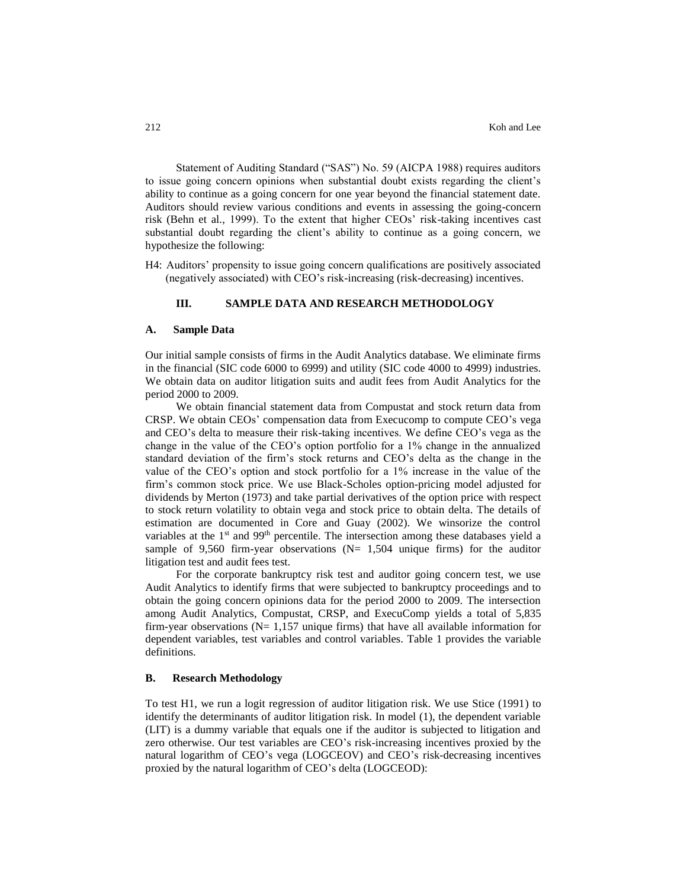Statement of Auditing Standard ("SAS") No. 59 (AICPA 1988) requires auditors to issue going concern opinions when substantial doubt exists regarding the client's ability to continue as a going concern for one year beyond the financial statement date. Auditors should review various conditions and events in assessing the going-concern risk (Behn et al., 1999). To the extent that higher CEOs' risk-taking incentives cast substantial doubt regarding the client's ability to continue as a going concern, we hypothesize the following:

H4: Auditors' propensity to issue going concern qualifications are positively associated (negatively associated) with CEO's risk-increasing (risk-decreasing) incentives.

## III. SAMPLE DATA AND RESEARCH METHODOLOGY

### A. Sample Data

Our initial sample consists of firms in the Audit Analytics database. We eliminate firms in the financial (SIC code 6000 to 6999) and utility (SIC code 4000 to 4999) industries. We obtain data on auditor litigation suits and audit fees from Audit Analytics for the period 2000 to 2009.

We obtain financial statement data from Compustat and stock return data from CRSP. We obtain CEOs' compensation data from Execucomp to compute CEO's vega and CEO's delta to measure their risk-taking incentives. We define CEO's vega as the change in the value of the CEO's option portfolio for a 1% change in the annualized standard deviation of the firm's stock returns and CEO's delta as the change in the value of the CEO's option and stock portfolio for a 1% increase in the value of the firm's common stock price. We use Black-Scholes option-pricing model adjusted for dividends by Merton (1973) and take partial derivatives of the option price with respect to stock return volatility to obtain vega and stock price to obtain delta. The details of estimation are documented in Core and Guay (2002). We winsorize the control variables at the 1st and 99th percentile. The intersection among these databases yield a sample of 9,560 firm-year observations (N= 1,504 unique firms) for the auditor litigation test and audit fees test.

For the corporate bankruptcy risk test and auditor going concern test, we use Audit Analytics to identify firms that were subjected to bankruptcy proceedings and to obtain the going concern opinions data for the period 2000 to 2009. The intersection among Audit Analytics, Compustat, CRSP, and ExecuComp yields a total of 5,835 firm-year observations (N= 1,157 unique firms) that have all available information for dependent variables, test variables and control variables. Table 1 provides the variable definitions.

### B. Research Methodology

To test H1, we run a logit regression of auditor litigation risk. We use Stice (1991) to identify the determinants of auditor litigation risk. In model (1), the dependent variable (LIT) is a dummy variable that equals one if the auditor is subjected to litigation and zero otherwise. Our test variables are CEO's risk-increasing incentives proxied by the natural logarithm of CEO's vega (LOGCEOV) and CEO's risk-decreasing incentives proxied by the natural logarithm of CEO's delta (LOGCEOD):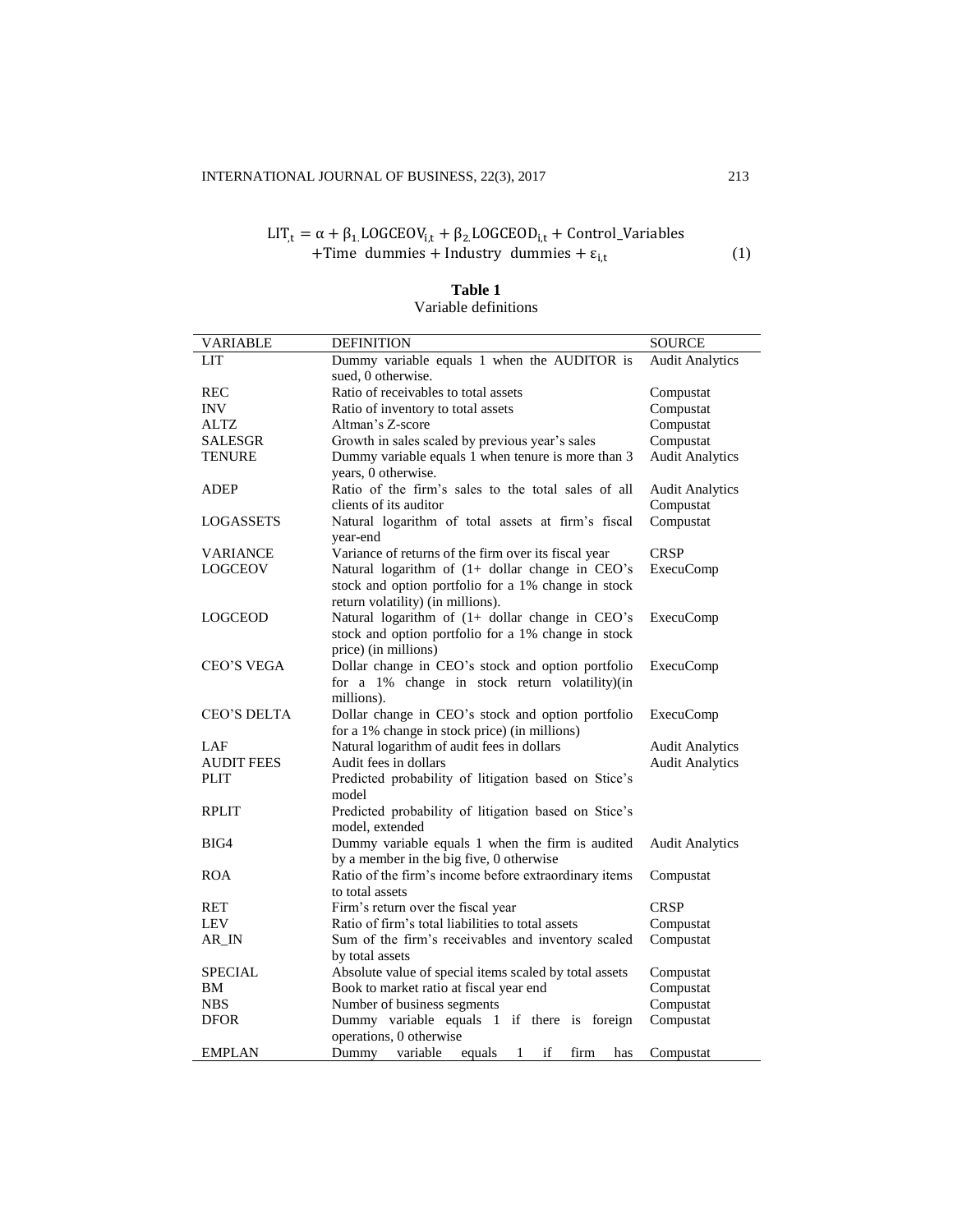$$
\begin{aligned}
\mathrm{LIT}_{,t} = \alpha + \beta_{1.}\mathrm{LOGCEOV}_{i,t} + \beta_{2.}\mathrm{LOGCEOD}_{i,t} + \mathrm{Control\_Variables} \\
+ \mathrm{Time\ \ dummies} + \mathrm{Industry\ \ dummies} + \varepsilon_{i,t}
\end{aligned}
\tag{1}
$$

**Table 1**
Variable definitions

| VARIABLE | DEFINITION | SOURCE |
|---|---|---|
| LIT | Dummy variable equals 1 when the AUDITOR is sued, 0 otherwise. | Audit Analytics |
| REC | Ratio of receivables to total assets | Compustat |
| INV | Ratio of inventory to total assets | Compustat |
| ALTZ | Altman's Z-score | Compustat |
| SALESGR | Growth in sales scaled by previous year's sales | Compustat |
| TENURE | Dummy variable equals 1 when tenure is more than 3 years, 0 otherwise. | Audit Analytics |
| ADEP | Ratio of the firm's sales to the total sales of all clients of its auditor | Audit Analytics Compustat |
| LOGASSETS | Natural logarithm of total assets at firm's fiscal year-end | Compustat |
| VARIANCE | Variance of returns of the firm over its fiscal year | CRSP |
| LOGCEOV | Natural logarithm of (1+ dollar change in CEO's stock and option portfolio for a 1% change in stock return volatility) (in millions). | ExecuComp |
| LOGCEOD | Natural logarithm of (1+ dollar change in CEO's stock and option portfolio for a 1% change in stock price) (in millions) | ExecuComp |
| CEO'S VEGA | Dollar change in CEO's stock and option portfolio for a 1% change in stock return volatility)(in millions). | ExecuComp |
| CEO'S DELTA | Dollar change in CEO's stock and option portfolio for a 1% change in stock price) (in millions) | ExecuComp |
| LAF | Natural logarithm of audit fees in dollars | Audit Analytics |
| AUDIT FEES | Audit fees in dollars | Audit Analytics |
| PLIT | Predicted probability of litigation based on Stice's model | |
| RPLIT | Predicted probability of litigation based on Stice's model, extended | |
| BIG4 | Dummy variable equals 1 when the firm is audited by a member in the big five, 0 otherwise | Audit Analytics |
| ROA | Ratio of the firm's income before extraordinary items to total assets | Compustat |
| RET | Firm's return over the fiscal year | CRSP |
| LEV | Ratio of firm's total liabilities to total assets | Compustat |
| AR_IN | Sum of the firm's receivables and inventory scaled by total assets | Compustat |
| SPECIAL | Absolute value of special items scaled by total assets | Compustat |
| BM | Book to market ratio at fiscal year end | Compustat |
| NBS | Number of business segments | Compustat |
| DFOR | Dummy variable equals 1 if there is foreign operations, 0 otherwise | Compustat |
| EMPLAN | Dummy variable equals 1 if firm has | Compustat |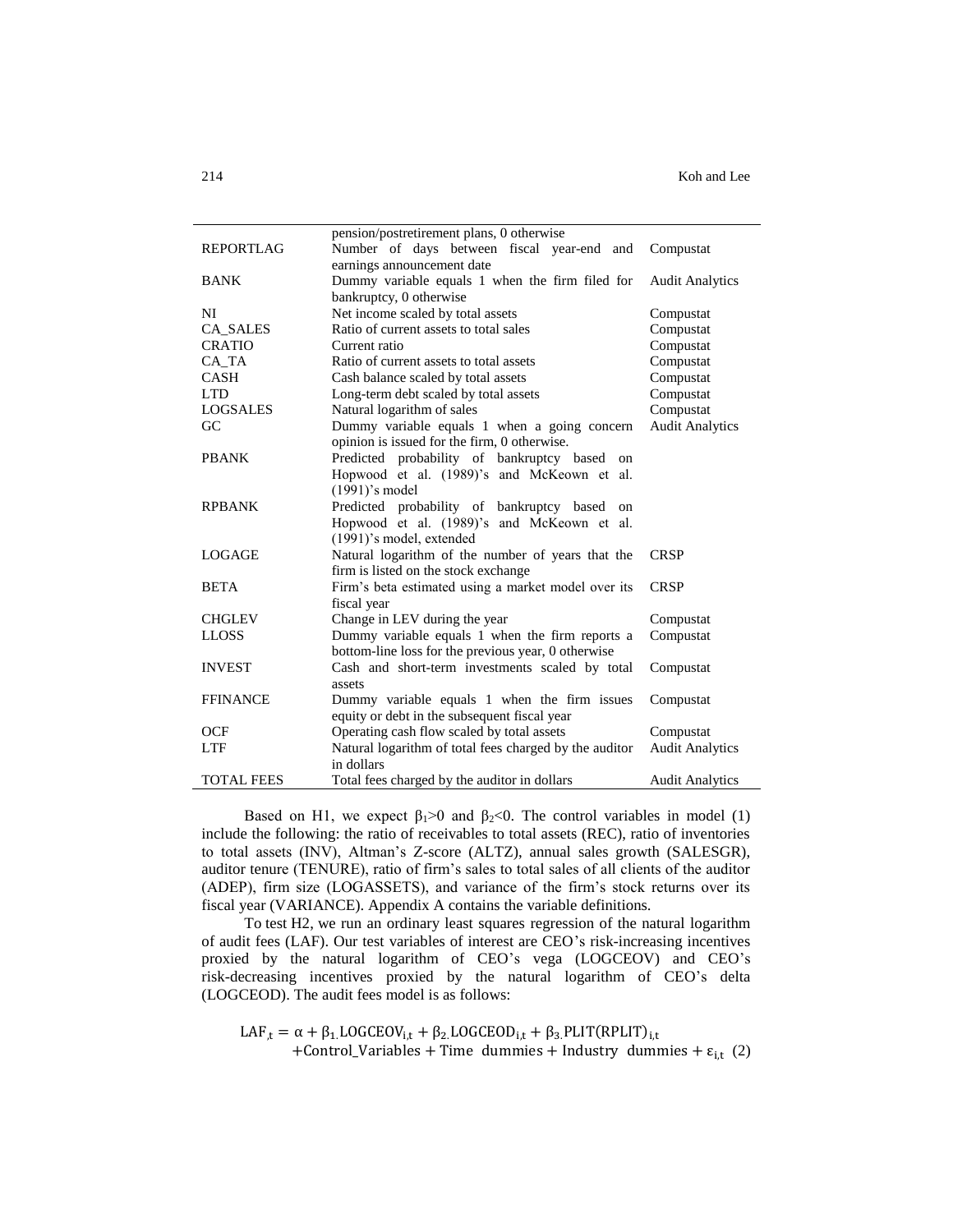| | | |
|---|---|---|
| | pension/postretirement plans, 0 otherwise | |
| REPORTLAG | Number of days between fiscal year-end and earnings announcement date | Compustat |
| BANK | Dummy variable equals 1 when the firm filed for bankruptcy, 0 otherwise | Audit Analytics |
| NI | Net income scaled by total assets | Compustat |
| CA_SALES | Ratio of current assets to total sales | Compustat |
| CRATIO | Current ratio | Compustat |
| CA_TA | Ratio of current assets to total assets | Compustat |
| CASH | Cash balance scaled by total assets | Compustat |
| LTD | Long-term debt scaled by total assets | Compustat |
| LOGSALES | Natural logarithm of sales | Compustat |
| GC | Dummy variable equals 1 when a going concern opinion is issued for the firm, 0 otherwise. | Audit Analytics |
| PBANK | Predicted probability of bankruptcy based on Hopwood et al. (1989)'s and McKeown et al. (1991)'s model | |
| RPBANK | Predicted probability of bankruptcy based on Hopwood et al. (1989)'s and McKeown et al. (1991)'s model, extended | |
| LOGAGE | Natural logarithm of the number of years that the firm is listed on the stock exchange | CRSP |
| BETA | Firm's beta estimated using a market model over its fiscal year | CRSP |
| CHGLEV | Change in LEV during the year | Compustat |
| LLOSS | Dummy variable equals 1 when the firm reports a bottom-line loss for the previous year, 0 otherwise | Compustat |
| INVEST | Cash and short-term investments scaled by total assets | Compustat |
| FFINANCE | Dummy variable equals 1 when the firm issues equity or debt in the subsequent fiscal year | Compustat |
| OCF | Operating cash flow scaled by total assets | Compustat |
| LTF | Natural logarithm of total fees charged by the auditor in dollars | Audit Analytics |
| TOTAL FEES | Total fees charged by the auditor in dollars | Audit Analytics |

Based on H1, we expect $\beta_1>0$ and $\beta_2<0$. The control variables in model (1) include the following: the ratio of receivables to total assets (REC), ratio of inventories to total assets (INV), Altman's Z-score (ALTZ), annual sales growth (SALESGR), auditor tenure (TENURE), ratio of firm's sales to total sales of all clients of the auditor (ADEP), firm size (LOGASSETS), and variance of the firm's stock returns over its fiscal year (VARIANCE). Appendix A contains the variable definitions.

To test H2, we run an ordinary least squares regression of the natural logarithm of audit fees (LAF). Our test variables of interest are CEO's risk-increasing incentives proxied by the natural logarithm of CEO's vega (LOGCEOV) and CEO's risk-decreasing incentives proxied by the natural logarithm of CEO's delta (LOGCEOD). The audit fees model is as follows:

$$\begin{aligned} LAF_{,t} = \alpha + \beta_{1.} LOGCEOV_{i,t} + \beta_{2.} LOGCEOD_{i,t} + \beta_{3.} PLIT(RPLIT)_{i,t} \\ + Control\_Variables + Time\ \ dummies + Industry\ \ dummies + \varepsilon_{i,t} \quad (2) \end{aligned}$$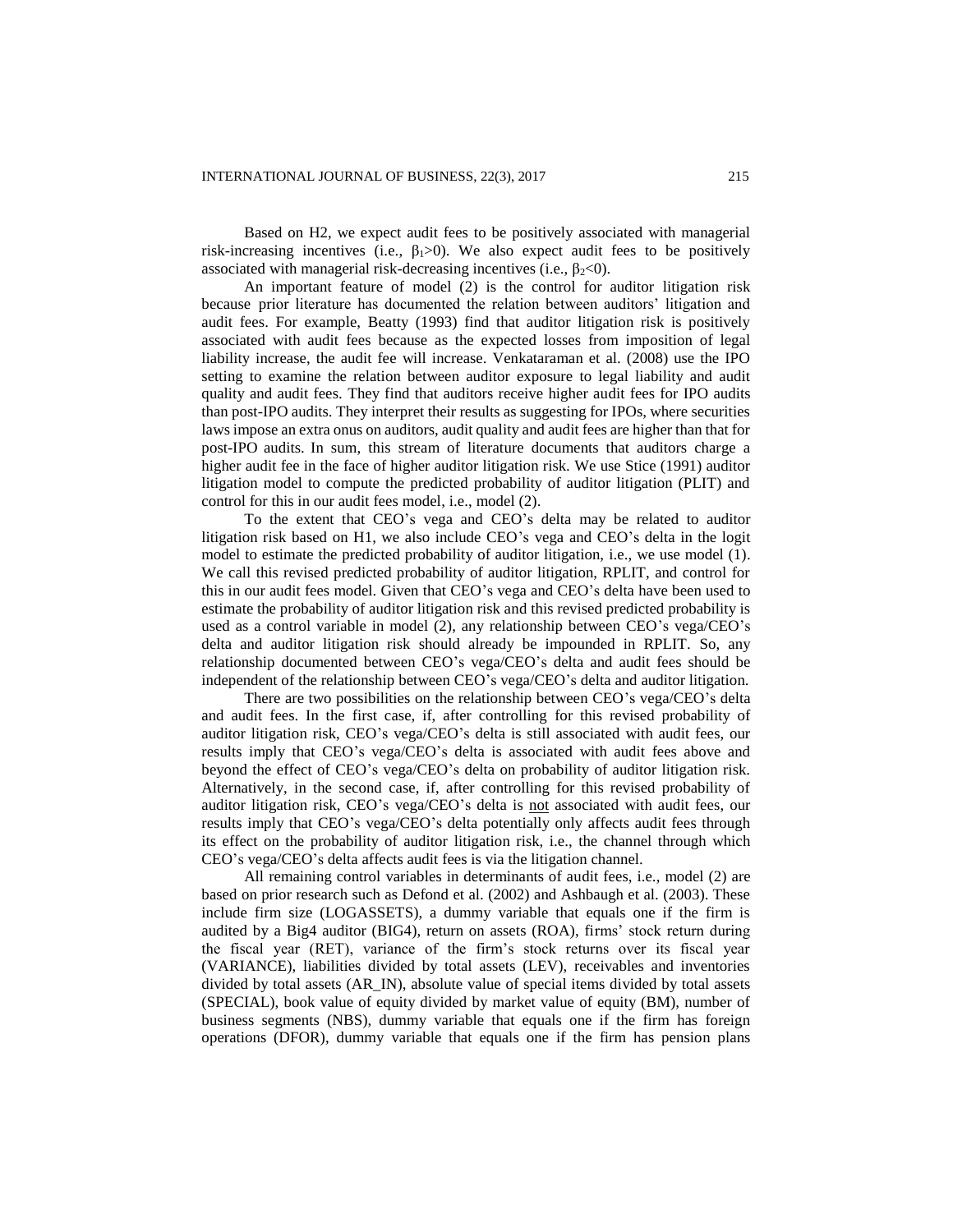Based on H2, we expect audit fees to be positively associated with managerial risk-increasing incentives (i.e., $\beta_1>0$). We also expect audit fees to be positively associated with managerial risk-decreasing incentives (i.e., $\beta_2<0$).

An important feature of model (2) is the control for auditor litigation risk because prior literature has documented the relation between auditors' litigation and audit fees. For example, Beatty (1993) find that auditor litigation risk is positively associated with audit fees because as the expected losses from imposition of legal liability increase, the audit fee will increase. Venkataraman et al. (2008) use the IPO setting to examine the relation between auditor exposure to legal liability and audit quality and audit fees. They find that auditors receive higher audit fees for IPO audits than post-IPO audits. They interpret their results as suggesting for IPOs, where securities laws impose an extra onus on auditors, audit quality and audit fees are higher than that for post-IPO audits. In sum, this stream of literature documents that auditors charge a higher audit fee in the face of higher auditor litigation risk. We use Stice (1991) auditor litigation model to compute the predicted probability of auditor litigation (PLIT) and control for this in our audit fees model, i.e., model (2).

To the extent that CEO's vega and CEO's delta may be related to auditor litigation risk based on H1, we also include CEO's vega and CEO's delta in the logit model to estimate the predicted probability of auditor litigation, i.e., we use model (1). We call this revised predicted probability of auditor litigation, RPLIT, and control for this in our audit fees model. Given that CEO's vega and CEO's delta have been used to estimate the probability of auditor litigation risk and this revised predicted probability is used as a control variable in model (2), any relationship between CEO's vega/CEO's delta and auditor litigation risk should already be impounded in RPLIT. So, any relationship documented between CEO's vega/CEO's delta and audit fees should be independent of the relationship between CEO's vega/CEO's delta and auditor litigation.

There are two possibilities on the relationship between CEO's vega/CEO's delta and audit fees. In the first case, if, after controlling for this revised probability of auditor litigation risk, CEO's vega/CEO's delta is still associated with audit fees, our results imply that CEO's vega/CEO's delta is associated with audit fees above and beyond the effect of CEO's vega/CEO's delta on probability of auditor litigation risk. Alternatively, in the second case, if, after controlling for this revised probability of auditor litigation risk, CEO's vega/CEO's delta is not associated with audit fees, our results imply that CEO's vega/CEO's delta potentially only affects audit fees through its effect on the probability of auditor litigation risk, i.e., the channel through which CEO's vega/CEO's delta affects audit fees is via the litigation channel.

All remaining control variables in determinants of audit fees, i.e., model (2) are based on prior research such as Defond et al. (2002) and Ashbaugh et al. (2003). These include firm size (LOGASSETS), a dummy variable that equals one if the firm is audited by a Big4 auditor (BIG4), return on assets (ROA), firms' stock return during the fiscal year (RET), variance of the firm's stock returns over its fiscal year (VARIANCE), liabilities divided by total assets (LEV), receivables and inventories divided by total assets (AR_IN), absolute value of special items divided by total assets (SPECIAL), book value of equity divided by market value of equity (BM), number of business segments (NBS), dummy variable that equals one if the firm has foreign operations (DFOR), dummy variable that equals one if the firm has pension plans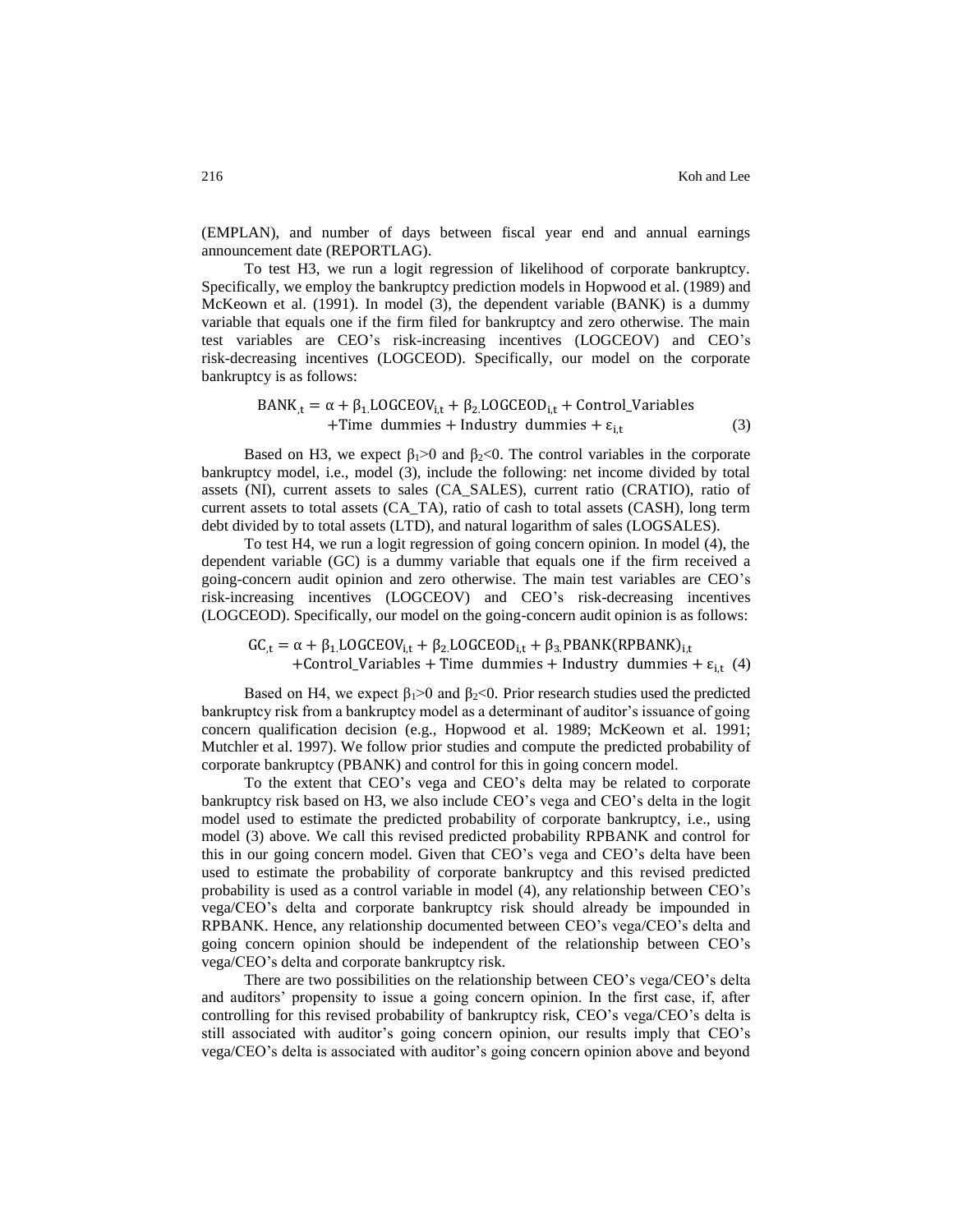(EMPLAN), and number of days between fiscal year end and annual earnings announcement date (REPORTLAG).

To test H3, we run a logit regression of likelihood of corporate bankruptcy. Specifically, we employ the bankruptcy prediction models in Hopwood et al. (1989) and McKeown et al. (1991). In model (3), the dependent variable (BANK) is a dummy variable that equals one if the firm filed for bankruptcy and zero otherwise. The main test variables are CEO's risk-increasing incentives (LOGCEOV) and CEO's risk-decreasing incentives (LOGCEOD). Specifically, our model on the corporate bankruptcy is as follows:

$$\mathrm{BANK}_{,t} = \alpha + \beta_{1.}\mathrm{LOGCEOV}_{i,t} + \beta_{2.}\mathrm{LOGCEOD}_{i,t} + \mathrm{Control\_Variables} + \mathrm{Time\ \ dummies} + \mathrm{Industry\ \ dummies} + \varepsilon_{i,t} \quad (3)$$

Based on H3, we expect $\beta_1 > 0$ and $\beta_2 < 0$. The control variables in the corporate bankruptcy model, i.e., model (3), include the following: net income divided by total assets (NI), current assets to sales (CA_SALES), current ratio (CRATIO), ratio of current assets to total assets (CA_TA), ratio of cash to total assets (CASH), long term debt divided by to total assets (LTD), and natural logarithm of sales (LOGSALES).

To test H4, we run a logit regression of going concern opinion. In model (4), the dependent variable (GC) is a dummy variable that equals one if the firm received a going-concern audit opinion and zero otherwise. The main test variables are CEO's risk-increasing incentives (LOGCEOV) and CEO's risk-decreasing incentives (LOGCEOD). Specifically, our model on the going-concern audit opinion is as follows:

$$\mathrm{GC}_{,t} = \alpha + \beta_{1.}\mathrm{LOGCEOV}_{i,t} + \beta_{2.}\mathrm{LOGCEOD}_{i,t} + \beta_{3.}\mathrm{PBANK(RPBANK)}_{i,t} + \mathrm{Control\_Variables} + \mathrm{Time\ \ dummies} + \mathrm{Industry\ \ dummies} + \varepsilon_{i,t} \quad (4)$$

Based on H4, we expect $\beta_1 > 0$ and $\beta_2 < 0$. Prior research studies used the predicted bankruptcy risk from a bankruptcy model as a determinant of auditor's issuance of going concern qualification decision (e.g., Hopwood et al. 1989; McKeown et al. 1991; Mutchler et al. 1997). We follow prior studies and compute the predicted probability of corporate bankruptcy (PBANK) and control for this in going concern model.

To the extent that CEO's vega and CEO's delta may be related to corporate bankruptcy risk based on H3, we also include CEO's vega and CEO's delta in the logit model used to estimate the predicted probability of corporate bankruptcy, i.e., using model (3) above. We call this revised predicted probability RPBANK and control for this in our going concern model. Given that CEO's vega and CEO's delta have been used to estimate the probability of corporate bankruptcy and this revised predicted probability is used as a control variable in model (4), any relationship between CEO's vega/CEO's delta and corporate bankruptcy risk should already be impounded in RPBANK. Hence, any relationship documented between CEO's vega/CEO's delta and going concern opinion should be independent of the relationship between CEO's vega/CEO's delta and corporate bankruptcy risk.

There are two possibilities on the relationship between CEO's vega/CEO's delta and auditors' propensity to issue a going concern opinion. In the first case, if, after controlling for this revised probability of bankruptcy risk, CEO's vega/CEO's delta is still associated with auditor's going concern opinion, our results imply that CEO's vega/CEO's delta is associated with auditor's going concern opinion above and beyond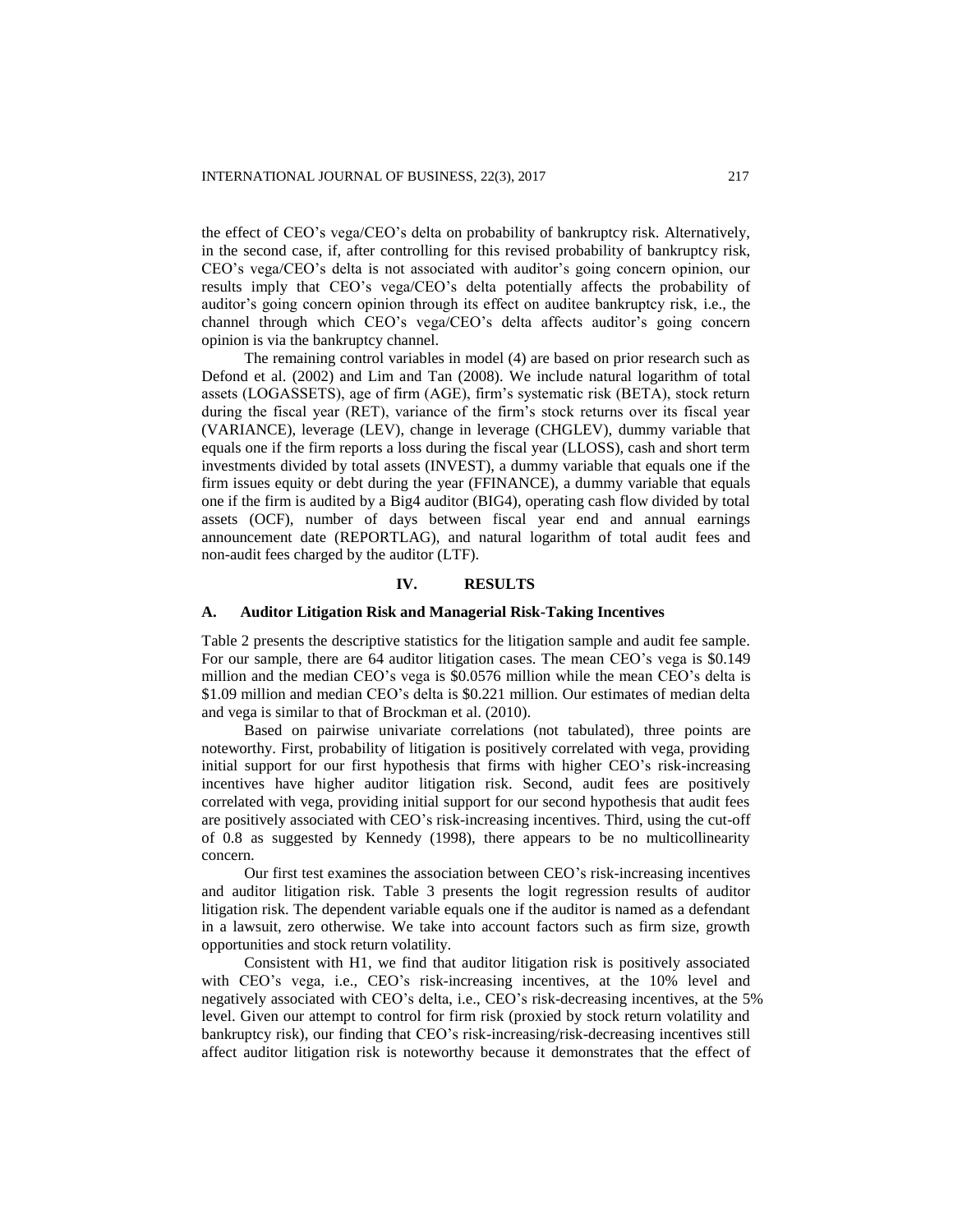the effect of CEO's vega/CEO's delta on probability of bankruptcy risk. Alternatively, in the second case, if, after controlling for this revised probability of bankruptcy risk, CEO's vega/CEO's delta is not associated with auditor's going concern opinion, our results imply that CEO's vega/CEO's delta potentially affects the probability of auditor's going concern opinion through its effect on auditee bankruptcy risk, i.e., the channel through which CEO's vega/CEO's delta affects auditor's going concern opinion is via the bankruptcy channel.

The remaining control variables in model (4) are based on prior research such as Defond et al. (2002) and Lim and Tan (2008). We include natural logarithm of total assets (LOGASSETS), age of firm (AGE), firm's systematic risk (BETA), stock return during the fiscal year (RET), variance of the firm's stock returns over its fiscal year (VARIANCE), leverage (LEV), change in leverage (CHGLEV), dummy variable that equals one if the firm reports a loss during the fiscal year (LLOSS), cash and short term investments divided by total assets (INVEST), a dummy variable that equals one if the firm issues equity or debt during the year (FFINANCE), a dummy variable that equals one if the firm is audited by a Big4 auditor (BIG4), operating cash flow divided by total assets (OCF), number of days between fiscal year end and annual earnings announcement date (REPORTLAG), and natural logarithm of total audit fees and non-audit fees charged by the auditor (LTF).

## IV. RESULTS

### A. Auditor Litigation Risk and Managerial Risk-Taking Incentives

Table 2 presents the descriptive statistics for the litigation sample and audit fee sample. For our sample, there are 64 auditor litigation cases. The mean CEO's vega is \$0.149 million and the median CEO's vega is \$0.0576 million while the mean CEO's delta is \$1.09 million and median CEO's delta is \$0.221 million. Our estimates of median delta and vega is similar to that of Brockman et al. (2010).

Based on pairwise univariate correlations (not tabulated), three points are noteworthy. First, probability of litigation is positively correlated with vega, providing initial support for our first hypothesis that firms with higher CEO's risk-increasing incentives have higher auditor litigation risk. Second, audit fees are positively correlated with vega, providing initial support for our second hypothesis that audit fees are positively associated with CEO's risk-increasing incentives. Third, using the cut-off of 0.8 as suggested by Kennedy (1998), there appears to be no multicollinearity concern.

Our first test examines the association between CEO's risk-increasing incentives and auditor litigation risk. Table 3 presents the logit regression results of auditor litigation risk. The dependent variable equals one if the auditor is named as a defendant in a lawsuit, zero otherwise. We take into account factors such as firm size, growth opportunities and stock return volatility.

Consistent with H1, we find that auditor litigation risk is positively associated with CEO's vega, i.e., CEO's risk-increasing incentives, at the 10% level and negatively associated with CEO's delta, i.e., CEO's risk-decreasing incentives, at the 5% level. Given our attempt to control for firm risk (proxied by stock return volatility and bankruptcy risk), our finding that CEO's risk-increasing/risk-decreasing incentives still affect auditor litigation risk is noteworthy because it demonstrates that the effect of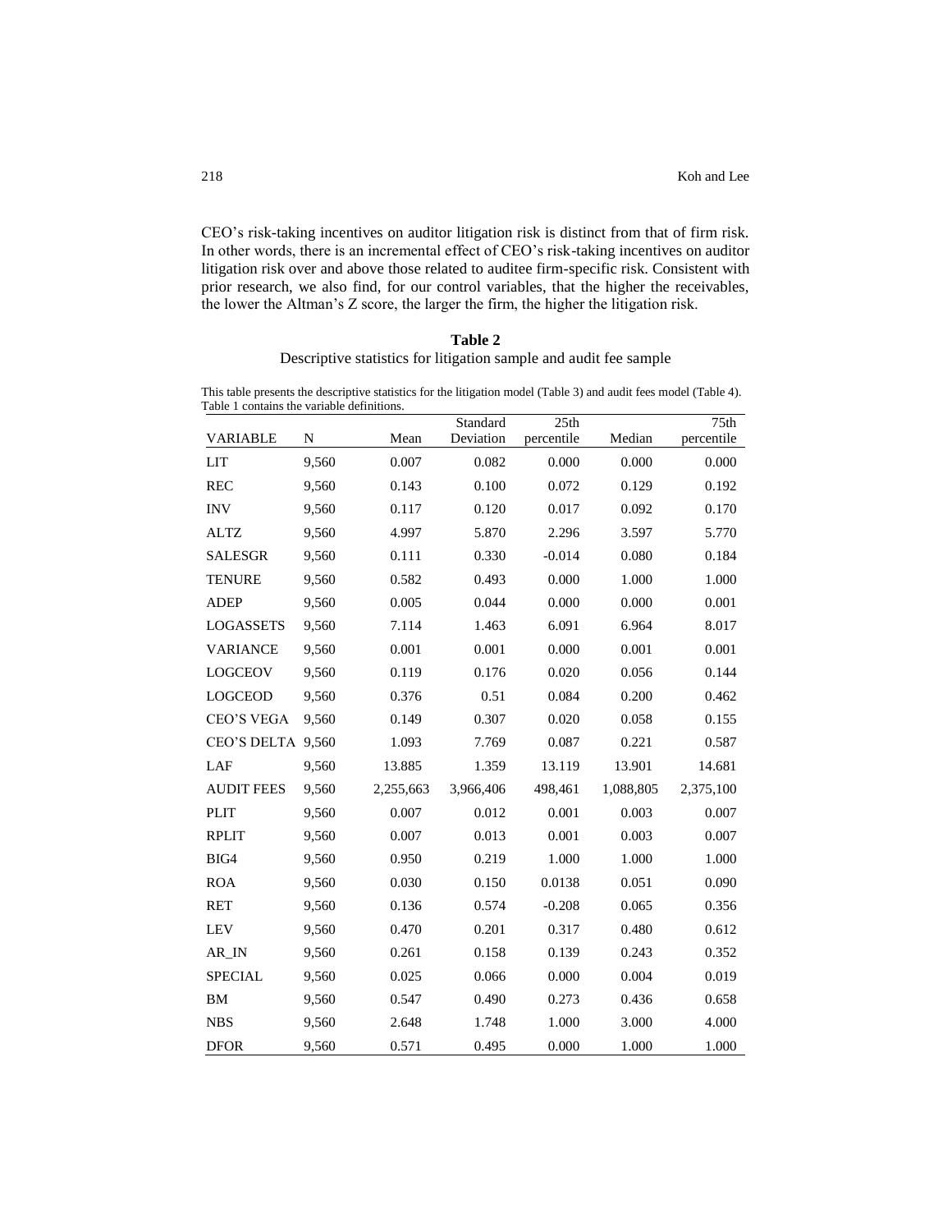CEO's risk-taking incentives on auditor litigation risk is distinct from that of firm risk. In other words, there is an incremental effect of CEO's risk-taking incentives on auditor litigation risk over and above those related to auditee firm-specific risk. Consistent with prior research, we also find, for our control variables, that the higher the receivables, the lower the Altman's Z score, the larger the firm, the higher the litigation risk.

**Table 2**

Descriptive statistics for litigation sample and audit fee sample

This table presents the descriptive statistics for the litigation model (Table 3) and audit fees model (Table 4). Table 1 contains the variable definitions.

| VARIABLE | N | Mean | Standard Deviation | 25th percentile | Median | 75th percentile |
|---|---|---|---|---|---|---|
| LIT | 9,560 | 0.007 | 0.082 | 0.000 | 0.000 | 0.000 |
| REC | 9,560 | 0.143 | 0.100 | 0.072 | 0.129 | 0.192 |
| INV | 9,560 | 0.117 | 0.120 | 0.017 | 0.092 | 0.170 |
| ALTZ | 9,560 | 4.997 | 5.870 | 2.296 | 3.597 | 5.770 |
| SALESGR | 9,560 | 0.111 | 0.330 | -0.014 | 0.080 | 0.184 |
| TENURE | 9,560 | 0.582 | 0.493 | 0.000 | 1.000 | 1.000 |
| ADEP | 9,560 | 0.005 | 0.044 | 0.000 | 0.000 | 0.001 |
| LOGASSETS | 9,560 | 7.114 | 1.463 | 6.091 | 6.964 | 8.017 |
| VARIANCE | 9,560 | 0.001 | 0.001 | 0.000 | 0.001 | 0.001 |
| LOGCEOV | 9,560 | 0.119 | 0.176 | 0.020 | 0.056 | 0.144 |
| LOGCEOD | 9,560 | 0.376 | 0.51 | 0.084 | 0.200 | 0.462 |
| CEO'S VEGA | 9,560 | 0.149 | 0.307 | 0.020 | 0.058 | 0.155 |
| CEO'S DELTA | 9,560 | 1.093 | 7.769 | 0.087 | 0.221 | 0.587 |
| LAF | 9,560 | 13.885 | 1.359 | 13.119 | 13.901 | 14.681 |
| AUDIT FEES | 9,560 | 2,255,663 | 3,966,406 | 498,461 | 1,088,805 | 2,375,100 |
| PLIT | 9,560 | 0.007 | 0.012 | 0.001 | 0.003 | 0.007 |
| RPLIT | 9,560 | 0.007 | 0.013 | 0.001 | 0.003 | 0.007 |
| BIG4 | 9,560 | 0.950 | 0.219 | 1.000 | 1.000 | 1.000 |
| ROA | 9,560 | 0.030 | 0.150 | 0.0138 | 0.051 | 0.090 |
| RET | 9,560 | 0.136 | 0.574 | -0.208 | 0.065 | 0.356 |
| LEV | 9,560 | 0.470 | 0.201 | 0.317 | 0.480 | 0.612 |
| AR_IN | 9,560 | 0.261 | 0.158 | 0.139 | 0.243 | 0.352 |
| SPECIAL | 9,560 | 0.025 | 0.066 | 0.000 | 0.004 | 0.019 |
| BM | 9,560 | 0.547 | 0.490 | 0.273 | 0.436 | 0.658 |
| NBS | 9,560 | 2.648 | 1.748 | 1.000 | 3.000 | 4.000 |
| DFOR | 9,560 | 0.571 | 0.495 | 0.000 | 1.000 | 1.000 |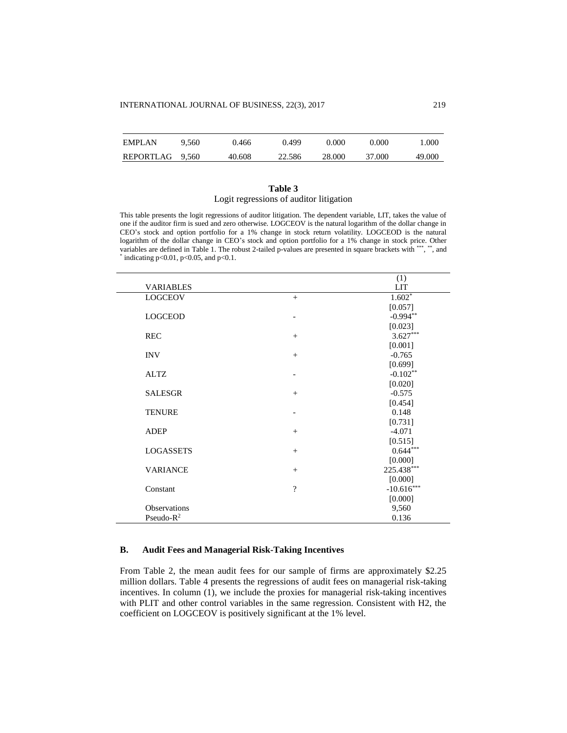| EMPLAN | 9,560 | 0.466 | 0.499 | 0.000 | 0.000 | 1.000 |
|---|---|---|---|---|---|---|
| REPORTLAG | 9,560 | 40.608 | 22.586 | 28.000 | 37.000 | 49.000 |

**Table 3**

Logit regressions of auditor litigation

This table presents the logit regressions of auditor litigation. The dependent variable, LIT, takes the value of one if the auditor firm is sued and zero otherwise. LOGCEOV is the natural logarithm of the dollar change in CEO's stock and option portfolio for a 1% change in stock return volatility. LOGCEOD is the natural logarithm of the dollar change in CEO's stock and option portfolio for a 1% change in stock price. Other variables are defined in Table 1. The robust 2-tailed p-values are presented in square brackets with ***, **, and * indicating p<0.01, p<0.05, and p<0.1.

| VARIABLES | | (1) LIT |
|---|---|---|
| LOGCEOV | + | 1.602* |
| | | [0.057] |
| LOGCEOD | - | -0.994** |
| | | [0.023] |
| REC | + | 3.627*** |
| | | [0.001] |
| INV | + | -0.765 |
| | | [0.699] |
| ALTZ | - | -0.102** |
| | | [0.020] |
| SALESGR | + | -0.575 |
| | | [0.454] |
| TENURE | - | 0.148 |
| | | [0.731] |
| ADEP | + | -4.071 |
| | | [0.515] |
| LOGASSETS | + | 0.644*** |
| | | [0.000] |
| VARIANCE | + | 225.438*** |
| | | [0.000] |
| Constant | ? | -10.616*** |
| | | [0.000] |
| Observations | | 9,560 |
| Pseudo-$R^2$ | | 0.136 |

### B. Audit Fees and Managerial Risk-Taking Incentives

From Table 2, the mean audit fees for our sample of firms are approximately $2.25 million dollars. Table 4 presents the regressions of audit fees on managerial risk-taking incentives. In column (1), we include the proxies for managerial risk-taking incentives with PLIT and other control variables in the same regression. Consistent with H2, the coefficient on LOGCEOV is positively significant at the 1% level.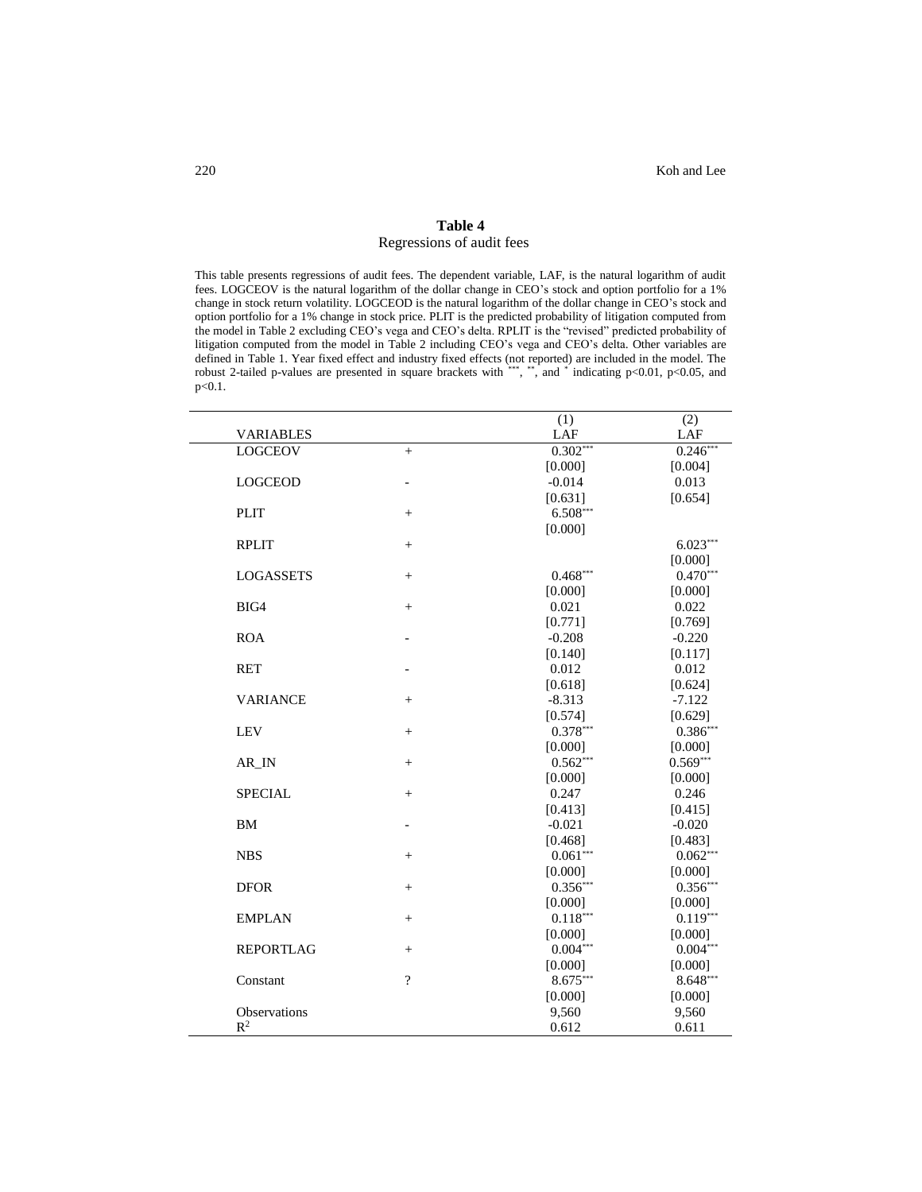**Table 4**
Regressions of audit fees

This table presents regressions of audit fees. The dependent variable, LAF, is the natural logarithm of audit fees. LOGCEOV is the natural logarithm of the dollar change in CEO's stock and option portfolio for a 1% change in stock return volatility. LOGCEOD is the natural logarithm of the dollar change in CEO's stock and option portfolio for a 1% change in stock price. PLIT is the predicted probability of litigation computed from the model in Table 2 excluding CEO's vega and CEO's delta. RPLIT is the "revised" predicted probability of litigation computed from the model in Table 2 including CEO's vega and CEO's delta. Other variables are defined in Table 1. Year fixed effect and industry fixed effects (not reported) are included in the model. The robust 2-tailed p-values are presented in square brackets with \*\*\*, \*\*, and \* indicating $p<0.01$, $p<0.05$, and $p<0.1$.

| VARIABLES | | (1) LAF | (2) LAF |
|---|---|---|---|
| LOGCEOV | + | 0.302\*\*\* | 0.246\*\*\* |
| | | [0.000] | [0.004] |
| LOGCEOD | - | -0.014 | 0.013 |
| | | [0.631] | [0.654] |
| PLIT | + | 6.508\*\*\* | |
| | | [0.000] | |
| RPLIT | + | | 6.023\*\*\* |
| | | | [0.000] |
| LOGASSETS | + | 0.468\*\*\* | 0.470\*\*\* |
| | | [0.000] | [0.000] |
| BIG4 | + | 0.021 | 0.022 |
| | | [0.771] | [0.769] |
| ROA | - | -0.208 | -0.220 |
| | | [0.140] | [0.117] |
| RET | - | 0.012 | 0.012 |
| | | [0.618] | [0.624] |
| VARIANCE | + | -8.313 | -7.122 |
| | | [0.574] | [0.629] |
| LEV | + | 0.378\*\*\* | 0.386\*\*\* |
| | | [0.000] | [0.000] |
| AR_IN | + | 0.562\*\*\* | 0.569\*\*\* |
| | | [0.000] | [0.000] |
| SPECIAL | + | 0.247 | 0.246 |
| | | [0.413] | [0.415] |
| BM | - | -0.021 | -0.020 |
| | | [0.468] | [0.483] |
| NBS | + | 0.061\*\*\* | 0.062\*\*\* |
| | | [0.000] | [0.000] |
| DFOR | + | 0.356\*\*\* | 0.356\*\*\* |
| | | [0.000] | [0.000] |
| EMPLAN | + | 0.118\*\*\* | 0.119\*\*\* |
| | | [0.000] | [0.000] |
| REPORTLAG | + | 0.004\*\*\* | 0.004\*\*\* |
| | | [0.000] | [0.000] |
| Constant | ? | 8.675\*\*\* | 8.648\*\*\* |
| | | [0.000] | [0.000] |
| Observations | | 9,560 | 9,560 |
| $R^2$ | | 0.612 | 0.611 |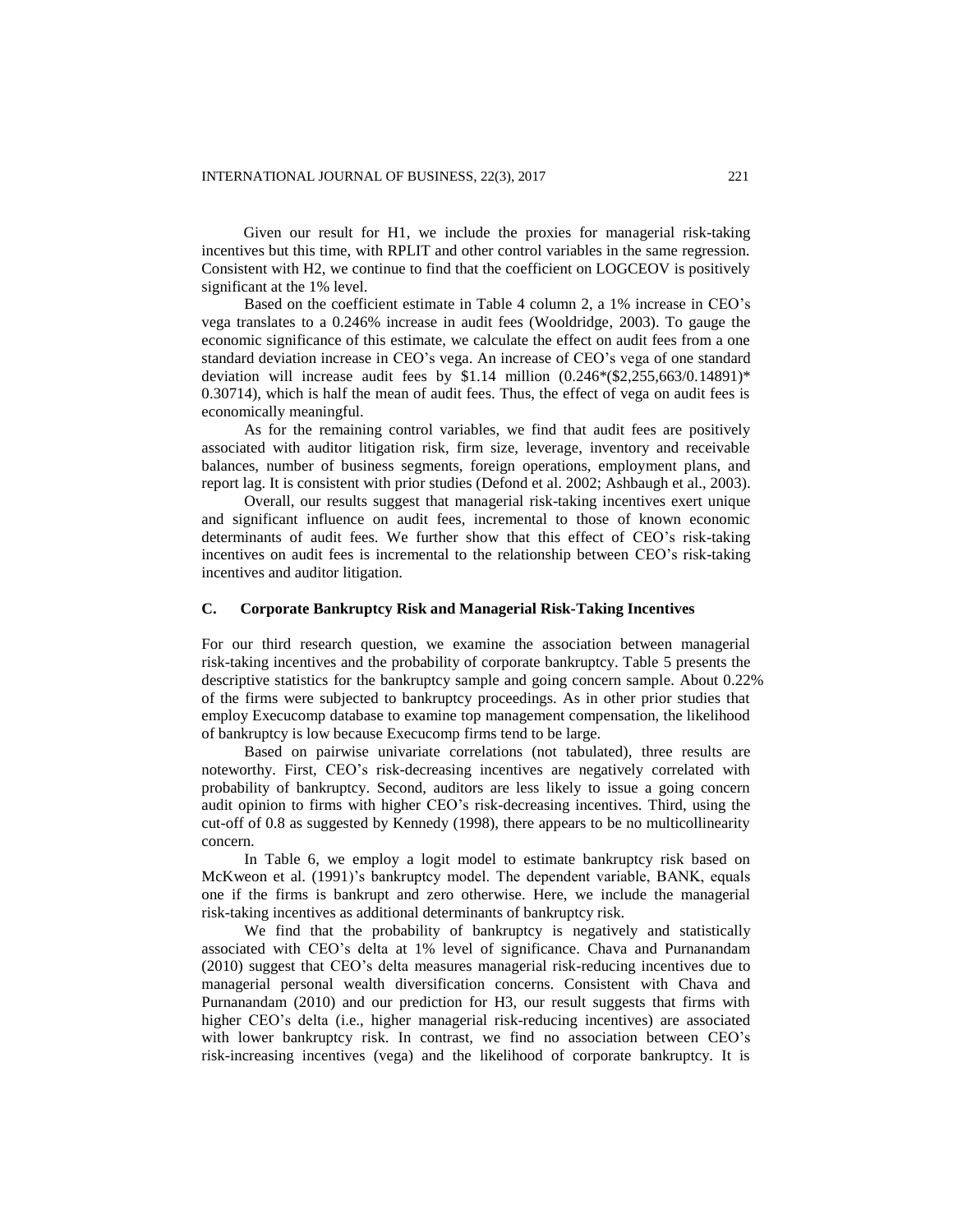Given our result for H1, we include the proxies for managerial risk-taking incentives but this time, with RPLIT and other control variables in the same regression. Consistent with H2, we continue to find that the coefficient on LOGCEOV is positively significant at the 1% level.

Based on the coefficient estimate in Table 4 column 2, a 1% increase in CEO's vega translates to a 0.246% increase in audit fees (Wooldridge, 2003). To gauge the economic significance of this estimate, we calculate the effect on audit fees from a one standard deviation increase in CEO's vega. An increase of CEO's vega of one standard deviation will increase audit fees by $1.14 million (0.246*($2,255,663/0.14891)* 0.30714), which is half the mean of audit fees. Thus, the effect of vega on audit fees is economically meaningful.

As for the remaining control variables, we find that audit fees are positively associated with auditor litigation risk, firm size, leverage, inventory and receivable balances, number of business segments, foreign operations, employment plans, and report lag. It is consistent with prior studies (Defond et al. 2002; Ashbaugh et al., 2003).

Overall, our results suggest that managerial risk-taking incentives exert unique and significant influence on audit fees, incremental to those of known economic determinants of audit fees. We further show that this effect of CEO's risk-taking incentives on audit fees is incremental to the relationship between CEO's risk-taking incentives and auditor litigation.

### C. Corporate Bankruptcy Risk and Managerial Risk-Taking Incentives

For our third research question, we examine the association between managerial risk-taking incentives and the probability of corporate bankruptcy. Table 5 presents the descriptive statistics for the bankruptcy sample and going concern sample. About 0.22% of the firms were subjected to bankruptcy proceedings. As in other prior studies that employ Execucomp database to examine top management compensation, the likelihood of bankruptcy is low because Execucomp firms tend to be large.

Based on pairwise univariate correlations (not tabulated), three results are noteworthy. First, CEO's risk-decreasing incentives are negatively correlated with probability of bankruptcy. Second, auditors are less likely to issue a going concern audit opinion to firms with higher CEO's risk-decreasing incentives. Third, using the cut-off of 0.8 as suggested by Kennedy (1998), there appears to be no multicollinearity concern.

In Table 6, we employ a logit model to estimate bankruptcy risk based on McKweon et al. (1991)'s bankruptcy model. The dependent variable, BANK, equals one if the firms is bankrupt and zero otherwise. Here, we include the managerial risk-taking incentives as additional determinants of bankruptcy risk.

We find that the probability of bankruptcy is negatively and statistically associated with CEO's delta at 1% level of significance. Chava and Purnanandam (2010) suggest that CEO's delta measures managerial risk-reducing incentives due to managerial personal wealth diversification concerns. Consistent with Chava and Purnanandam (2010) and our prediction for H3, our result suggests that firms with higher CEO's delta (i.e., higher managerial risk-reducing incentives) are associated with lower bankruptcy risk. In contrast, we find no association between CEO's risk-increasing incentives (vega) and the likelihood of corporate bankruptcy. It is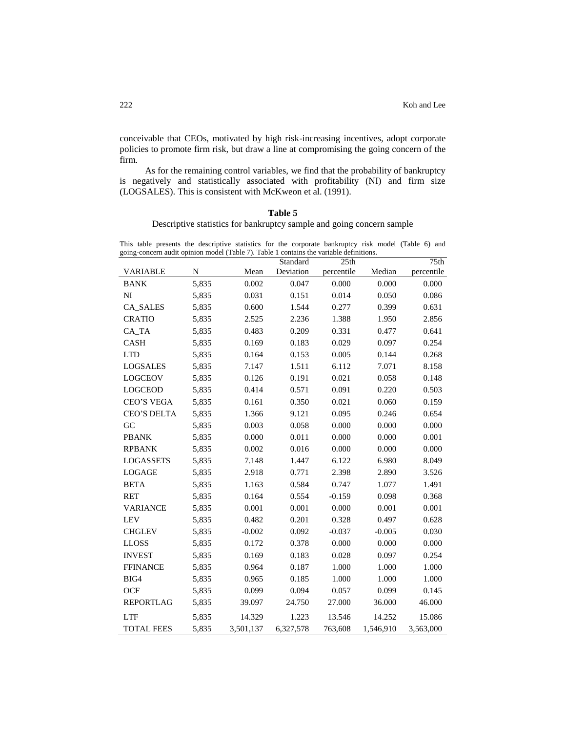conceivable that CEOs, motivated by high risk-increasing incentives, adopt corporate policies to promote firm risk, but draw a line at compromising the going concern of the firm.

As for the remaining control variables, we find that the probability of bankruptcy is negatively and statistically associated with profitability (NI) and firm size (LOGSALES). This is consistent with McKweon et al. (1991).

**Table 5**

Descriptive statistics for bankruptcy sample and going concern sample

This table presents the descriptive statistics for the corporate bankruptcy risk model (Table 6) and going-concern audit opinion model (Table 7). Table 1 contains the variable definitions.

| VARIABLE | N | Mean | Standard Deviation | 25th percentile | Median | 75th percentile |
|---|---|---|---|---|---|---|
| BANK | 5,835 | 0.002 | 0.047 | 0.000 | 0.000 | 0.000 |
| NI | 5,835 | 0.031 | 0.151 | 0.014 | 0.050 | 0.086 |
| CA_SALES | 5,835 | 0.600 | 1.544 | 0.277 | 0.399 | 0.631 |
| CRATIO | 5,835 | 2.525 | 2.236 | 1.388 | 1.950 | 2.856 |
| CA_TA | 5,835 | 0.483 | 0.209 | 0.331 | 0.477 | 0.641 |
| CASH | 5,835 | 0.169 | 0.183 | 0.029 | 0.097 | 0.254 |
| LTD | 5,835 | 0.164 | 0.153 | 0.005 | 0.144 | 0.268 |
| LOGSALES | 5,835 | 7.147 | 1.511 | 6.112 | 7.071 | 8.158 |
| LOGCEOV | 5,835 | 0.126 | 0.191 | 0.021 | 0.058 | 0.148 |
| LOGCEOD | 5,835 | 0.414 | 0.571 | 0.091 | 0.220 | 0.503 |
| CEO'S VEGA | 5,835 | 0.161 | 0.350 | 0.021 | 0.060 | 0.159 |
| CEO'S DELTA | 5,835 | 1.366 | 9.121 | 0.095 | 0.246 | 0.654 |
| GC | 5,835 | 0.003 | 0.058 | 0.000 | 0.000 | 0.000 |
| PBANK | 5,835 | 0.000 | 0.011 | 0.000 | 0.000 | 0.001 |
| RPBANK | 5,835 | 0.002 | 0.016 | 0.000 | 0.000 | 0.000 |
| LOGASSETS | 5,835 | 7.148 | 1.447 | 6.122 | 6.980 | 8.049 |
| LOGAGE | 5,835 | 2.918 | 0.771 | 2.398 | 2.890 | 3.526 |
| BETA | 5,835 | 1.163 | 0.584 | 0.747 | 1.077 | 1.491 |
| RET | 5,835 | 0.164 | 0.554 | -0.159 | 0.098 | 0.368 |
| VARIANCE | 5,835 | 0.001 | 0.001 | 0.000 | 0.001 | 0.001 |
| LEV | 5,835 | 0.482 | 0.201 | 0.328 | 0.497 | 0.628 |
| CHGLEV | 5,835 | -0.002 | 0.092 | -0.037 | -0.005 | 0.030 |
| LLOSS | 5,835 | 0.172 | 0.378 | 0.000 | 0.000 | 0.000 |
| INVEST | 5,835 | 0.169 | 0.183 | 0.028 | 0.097 | 0.254 |
| FFINANCE | 5,835 | 0.964 | 0.187 | 1.000 | 1.000 | 1.000 |
| BIG4 | 5,835 | 0.965 | 0.185 | 1.000 | 1.000 | 1.000 |
| OCF | 5,835 | 0.099 | 0.094 | 0.057 | 0.099 | 0.145 |
| REPORTLAG | 5,835 | 39.097 | 24.750 | 27.000 | 36.000 | 46.000 |
| LTF | 5,835 | 14.329 | 1.223 | 13.546 | 14.252 | 15.086 |
| TOTAL FEES | 5,835 | 3,501,137 | 6,327,578 | 763,608 | 1,546,910 | 3,563,000 |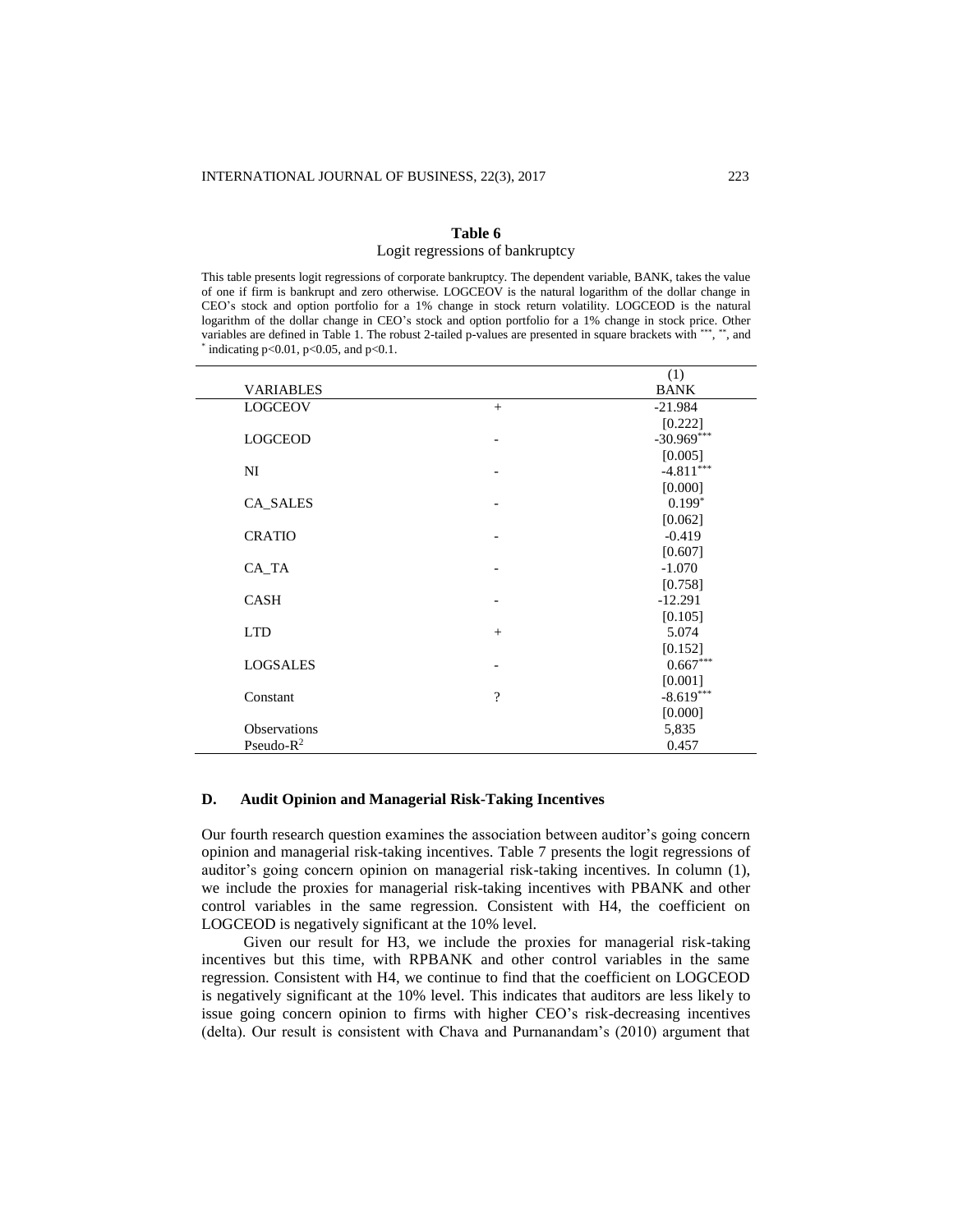**Table 6**
Logit regressions of bankruptcy

This table presents logit regressions of corporate bankruptcy. The dependent variable, BANK, takes the value of one if firm is bankrupt and zero otherwise. LOGCEOV is the natural logarithm of the dollar change in CEO's stock and option portfolio for a 1% change in stock return volatility. LOGCEOD is the natural logarithm of the dollar change in CEO's stock and option portfolio for a 1% change in stock price. Other variables are defined in Table 1. The robust 2-tailed p-values are presented in square brackets with \*\*\*, \*\*, and \* indicating p<0.01, p<0.05, and p<0.1.

| VARIABLES | | (1) BANK |
|---|---|---|
| LOGCEOV | + | -21.984 |
| | | [0.222] |
| LOGCEOD | - | -30.969*** |
| | | [0.005] |
| NI | - | -4.811*** |
| | | [0.000] |
| CA_SALES | - | 0.199* |
| | | [0.062] |
| CRATIO | - | -0.419 |
| | | [0.607] |
| CA_TA | - | -1.070 |
| | | [0.758] |
| CASH | - | -12.291 |
| | | [0.105] |
| LTD | + | 5.074 |
| | | [0.152] |
| LOGSALES | - | 0.667*** |
| | | [0.001] |
| Constant | ? | -8.619*** |
| | | [0.000] |
| Observations | | 5,835 |
| Pseudo-$R^2$ | | 0.457 |

### D. Audit Opinion and Managerial Risk-Taking Incentives

Our fourth research question examines the association between auditor's going concern opinion and managerial risk-taking incentives. Table 7 presents the logit regressions of auditor's going concern opinion on managerial risk-taking incentives. In column (1), we include the proxies for managerial risk-taking incentives with PBANK and other control variables in the same regression. Consistent with H4, the coefficient on LOGCEOD is negatively significant at the 10% level.

Given our result for H3, we include the proxies for managerial risk-taking incentives but this time, with RPBANK and other control variables in the same regression. Consistent with H4, we continue to find that the coefficient on LOGCEOD is negatively significant at the 10% level. This indicates that auditors are less likely to issue going concern opinion to firms with higher CEO's risk-decreasing incentives (delta). Our result is consistent with Chava and Purnanandam's (2010) argument that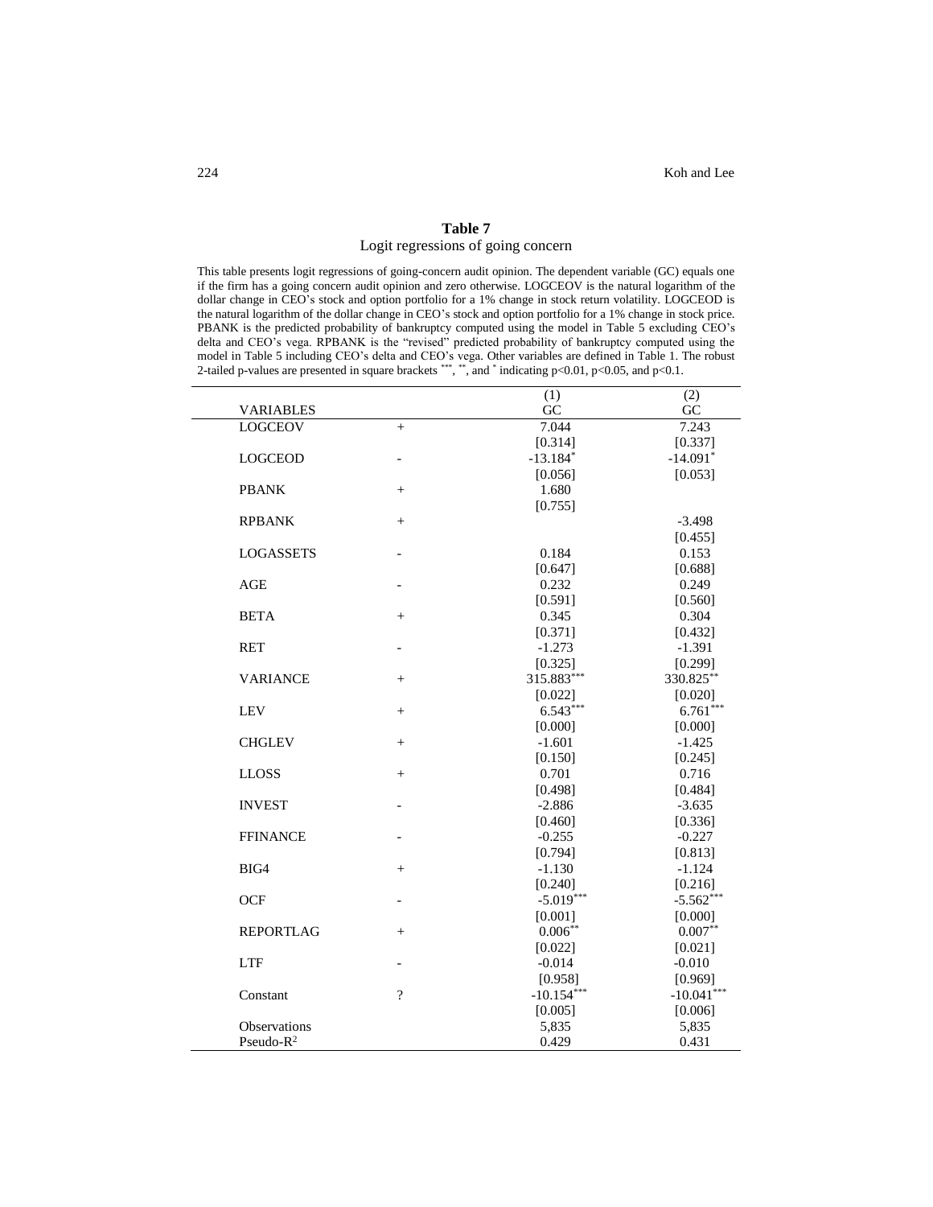**Table 7**

Logit regressions of going concern

This table presents logit regressions of going-concern audit opinion. The dependent variable (GC) equals one if the firm has a going concern audit opinion and zero otherwise. LOGCEOV is the natural logarithm of the dollar change in CEO's stock and option portfolio for a 1% change in stock return volatility. LOGCEOD is the natural logarithm of the dollar change in CEO's stock and option portfolio for a 1% change in stock price. PBANK is the predicted probability of bankruptcy computed using the model in Table 5 excluding CEO's delta and CEO's vega. RPBANK is the "revised" predicted probability of bankruptcy computed using the model in Table 5 including CEO's delta and CEO's vega. Other variables are defined in Table 1. The robust 2-tailed p-values are presented in square brackets ***, **, and * indicating $p<0.01$, $p<0.05$, and $p<0.1$.

| VARIABLES | | (1) GC | (2) GC |
|---|---|---|---|
| LOGCEOV | + | 7.044 | 7.243 |
| | | [0.314] | [0.337] |
| LOGCEOD | - | -13.184* | -14.091* |
| | | [0.056] | [0.053] |
| PBANK | + | 1.680 | |
| | | [0.755] | |
| RPBANK | + | | -3.498 |
| | | | [0.455] |
| LOGASSETS | - | 0.184 | 0.153 |
| | | [0.647] | [0.688] |
| AGE | - | 0.232 | 0.249 |
| | | [0.591] | [0.560] |
| BETA | + | 0.345 | 0.304 |
| | | [0.371] | [0.432] |
| RET | - | -1.273 | -1.391 |
| | | [0.325] | [0.299] |
| VARIANCE | + | 315.883*** | 330.825** |
| | | [0.022] | [0.020] |
| LEV | + | 6.543*** | 6.761*** |
| | | [0.000] | [0.000] |
| CHGLEV | + | -1.601 | -1.425 |
| | | [0.150] | [0.245] |
| LLOSS | + | 0.701 | 0.716 |
| | | [0.498] | [0.484] |
| INVEST | - | -2.886 | -3.635 |
| | | [0.460] | [0.336] |
| FFINANCE | - | -0.255 | -0.227 |
| | | [0.794] | [0.813] |
| BIG4 | + | -1.130 | -1.124 |
| | | [0.240] | [0.216] |
| OCF | - | -5.019*** | -5.562*** |
| | | [0.001] | [0.000] |
| REPORTLAG | + | 0.006** | 0.007** |
| | | [0.022] | [0.021] |
| LTF | - | -0.014 | -0.010 |
| | | [0.958] | [0.969] |
| Constant | ? | -10.154*** | -10.041*** |
| | | [0.005] | [0.006] |
| Observations | | 5,835 | 5,835 |
| Pseudo-$R^2$ | | 0.429 | 0.431 |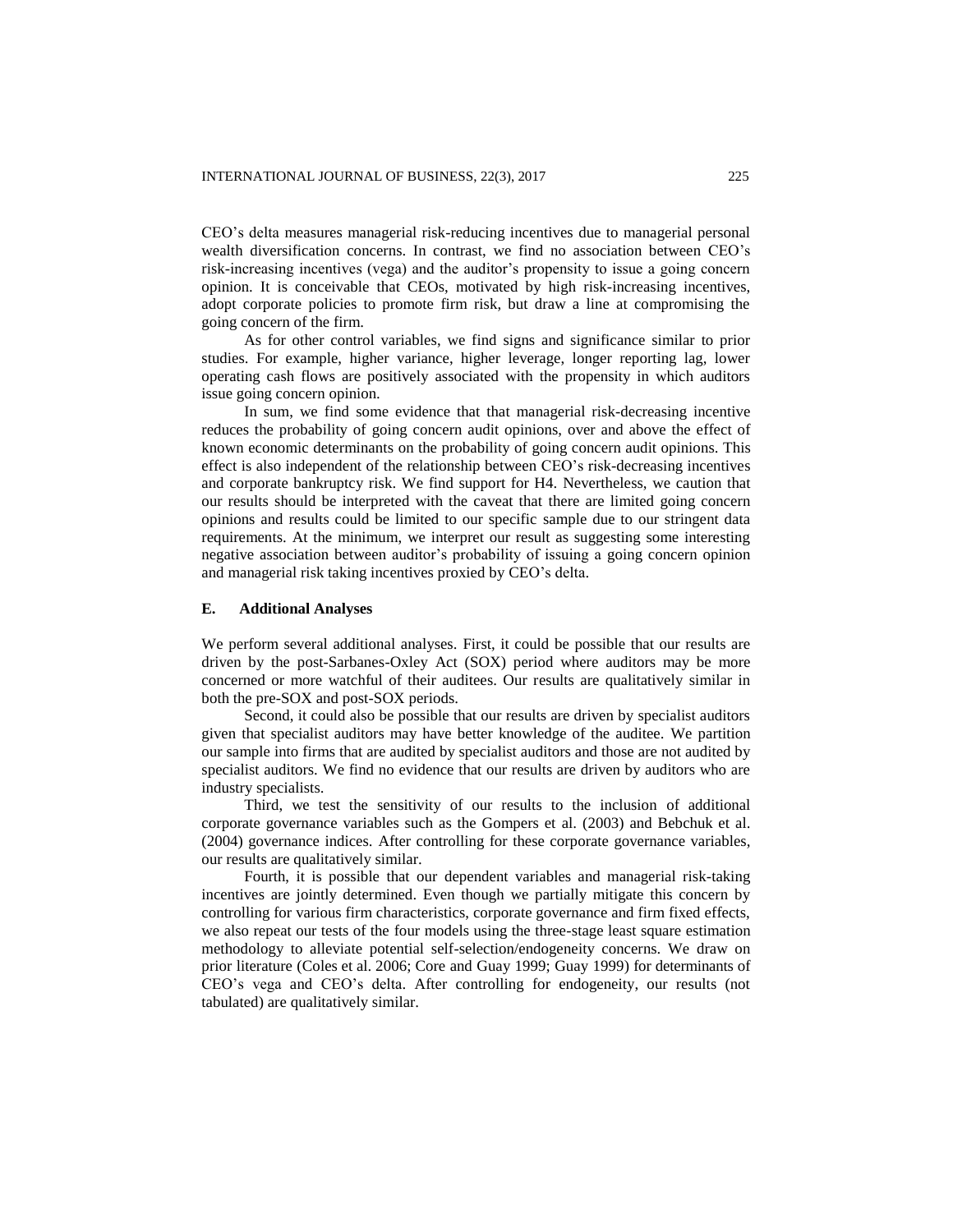CEO's delta measures managerial risk-reducing incentives due to managerial personal wealth diversification concerns. In contrast, we find no association between CEO's risk-increasing incentives (vega) and the auditor's propensity to issue a going concern opinion. It is conceivable that CEOs, motivated by high risk-increasing incentives, adopt corporate policies to promote firm risk, but draw a line at compromising the going concern of the firm.

As for other control variables, we find signs and significance similar to prior studies. For example, higher variance, higher leverage, longer reporting lag, lower operating cash flows are positively associated with the propensity in which auditors issue going concern opinion.

In sum, we find some evidence that that managerial risk-decreasing incentive reduces the probability of going concern audit opinions, over and above the effect of known economic determinants on the probability of going concern audit opinions. This effect is also independent of the relationship between CEO's risk-decreasing incentives and corporate bankruptcy risk. We find support for H4. Nevertheless, we caution that our results should be interpreted with the caveat that there are limited going concern opinions and results could be limited to our specific sample due to our stringent data requirements. At the minimum, we interpret our result as suggesting some interesting negative association between auditor's probability of issuing a going concern opinion and managerial risk taking incentives proxied by CEO's delta.

### E. Additional Analyses

We perform several additional analyses. First, it could be possible that our results are driven by the post-Sarbanes-Oxley Act (SOX) period where auditors may be more concerned or more watchful of their auditees. Our results are qualitatively similar in both the pre-SOX and post-SOX periods.

Second, it could also be possible that our results are driven by specialist auditors given that specialist auditors may have better knowledge of the auditee. We partition our sample into firms that are audited by specialist auditors and those are not audited by specialist auditors. We find no evidence that our results are driven by auditors who are industry specialists.

Third, we test the sensitivity of our results to the inclusion of additional corporate governance variables such as the Gompers et al. (2003) and Bebchuk et al. (2004) governance indices. After controlling for these corporate governance variables, our results are qualitatively similar.

Fourth, it is possible that our dependent variables and managerial risk-taking incentives are jointly determined. Even though we partially mitigate this concern by controlling for various firm characteristics, corporate governance and firm fixed effects, we also repeat our tests of the four models using the three-stage least square estimation methodology to alleviate potential self-selection/endogeneity concerns. We draw on prior literature (Coles et al. 2006; Core and Guay 1999; Guay 1999) for determinants of CEO's vega and CEO's delta. After controlling for endogeneity, our results (not tabulated) are qualitatively similar.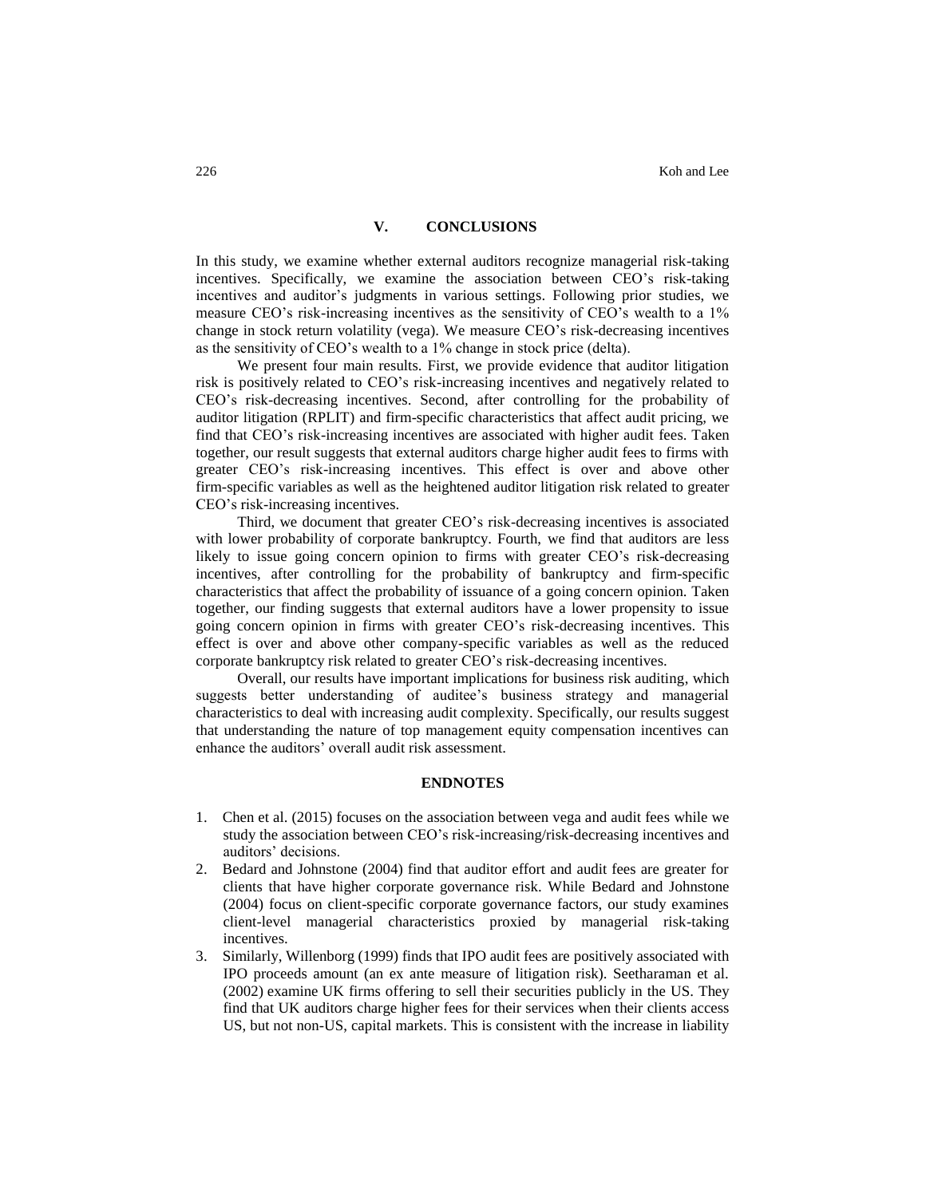## V. CONCLUSIONS

In this study, we examine whether external auditors recognize managerial risk-taking incentives. Specifically, we examine the association between CEO's risk-taking incentives and auditor's judgments in various settings. Following prior studies, we measure CEO's risk-increasing incentives as the sensitivity of CEO's wealth to a 1% change in stock return volatility (vega). We measure CEO's risk-decreasing incentives as the sensitivity of CEO's wealth to a 1% change in stock price (delta).

We present four main results. First, we provide evidence that auditor litigation risk is positively related to CEO's risk-increasing incentives and negatively related to CEO's risk-decreasing incentives. Second, after controlling for the probability of auditor litigation (RPLIT) and firm-specific characteristics that affect audit pricing, we find that CEO's risk-increasing incentives are associated with higher audit fees. Taken together, our result suggests that external auditors charge higher audit fees to firms with greater CEO's risk-increasing incentives. This effect is over and above other firm-specific variables as well as the heightened auditor litigation risk related to greater CEO's risk-increasing incentives.

Third, we document that greater CEO's risk-decreasing incentives is associated with lower probability of corporate bankruptcy. Fourth, we find that auditors are less likely to issue going concern opinion to firms with greater CEO's risk-decreasing incentives, after controlling for the probability of bankruptcy and firm-specific characteristics that affect the probability of issuance of a going concern opinion. Taken together, our finding suggests that external auditors have a lower propensity to issue going concern opinion in firms with greater CEO's risk-decreasing incentives. This effect is over and above other company-specific variables as well as the reduced corporate bankruptcy risk related to greater CEO's risk-decreasing incentives.

Overall, our results have important implications for business risk auditing, which suggests better understanding of auditee's business strategy and managerial characteristics to deal with increasing audit complexity. Specifically, our results suggest that understanding the nature of top management equity compensation incentives can enhance the auditors' overall audit risk assessment.

## ENDNOTES

1. Chen et al. (2015) focuses on the association between vega and audit fees while we study the association between CEO's risk-increasing/risk-decreasing incentives and auditors' decisions.
2. Bedard and Johnstone (2004) find that auditor effort and audit fees are greater for clients that have higher corporate governance risk. While Bedard and Johnstone (2004) focus on client-specific corporate governance factors, our study examines client-level managerial characteristics proxied by managerial risk-taking incentives.
3. Similarly, Willenborg (1999) finds that IPO audit fees are positively associated with IPO proceeds amount (an ex ante measure of litigation risk). Seetharaman et al. (2002) examine UK firms offering to sell their securities publicly in the US. They find that UK auditors charge higher fees for their services when their clients access US, but not non-US, capital markets. This is consistent with the increase in liability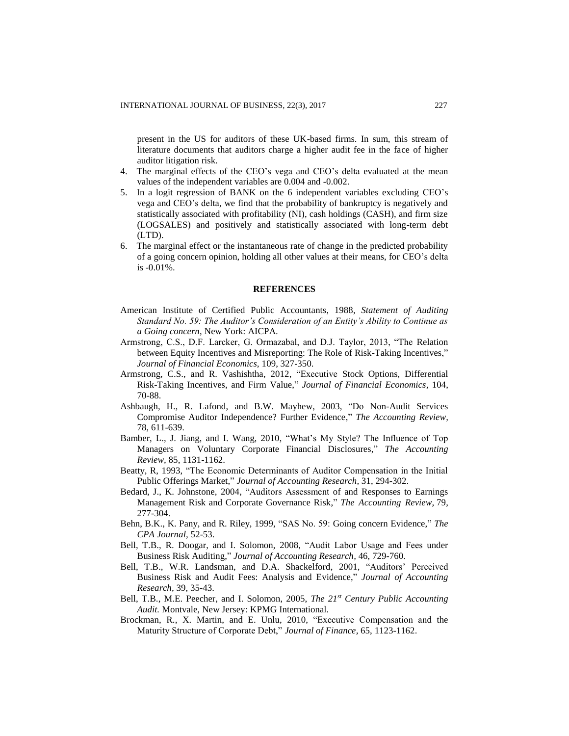present in the US for auditors of these UK-based firms. In sum, this stream of literature documents that auditors charge a higher audit fee in the face of higher auditor litigation risk.

4. The marginal effects of the CEO's vega and CEO's delta evaluated at the mean values of the independent variables are 0.004 and -0.002.
5. In a logit regression of BANK on the 6 independent variables excluding CEO's vega and CEO's delta, we find that the probability of bankruptcy is negatively and statistically associated with profitability (NI), cash holdings (CASH), and firm size (LOGSALES) and positively and statistically associated with long-term debt (LTD).
6. The marginal effect or the instantaneous rate of change in the predicted probability of a going concern opinion, holding all other values at their means, for CEO's delta is -0.01%.

## REFERENCES

American Institute of Certified Public Accountants, 1988, *Statement of Auditing Standard No. 59: The Auditor's Consideration of an Entity's Ability to Continue as a Going concern*, New York: AICPA.

Armstrong, C.S., D.F. Larcker, G. Ormazabal, and D.J. Taylor, 2013, "The Relation between Equity Incentives and Misreporting: The Role of Risk-Taking Incentives," *Journal of Financial Economics,* 109, 327-350.

Armstrong, C.S., and R. Vashishtha, 2012, "Executive Stock Options, Differential Risk-Taking Incentives, and Firm Value," *Journal of Financial Economics,* 104, 70-88.

Ashbaugh, H., R. Lafond, and B.W. Mayhew, 2003, "Do Non-Audit Services Compromise Auditor Independence? Further Evidence," *The Accounting Review,* 78, 611-639.

Bamber, L., J. Jiang, and I. Wang, 2010, "What's My Style? The Influence of Top Managers on Voluntary Corporate Financial Disclosures," *The Accounting Review,* 85, 1131-1162.

Beatty, R, 1993, "The Economic Determinants of Auditor Compensation in the Initial Public Offerings Market," *Journal of Accounting Research,* 31, 294-302.

Bedard, J., K. Johnstone, 2004, "Auditors Assessment of and Responses to Earnings Management Risk and Corporate Governance Risk," *The Accounting Review,* 79, 277-304.

Behn, B.K., K. Pany, and R. Riley, 1999, "SAS No. 59: Going concern Evidence," *The CPA Journal*, 52-53.

Bell, T.B., R. Doogar, and I. Solomon, 2008, "Audit Labor Usage and Fees under Business Risk Auditing," *Journal of Accounting Research,* 46, 729-760.

Bell, T.B., W.R. Landsman, and D.A. Shackelford, 2001, "Auditors' Perceived Business Risk and Audit Fees: Analysis and Evidence," *Journal of Accounting Research*, 39, 35-43.

Bell, T.B., M.E. Peecher, and I. Solomon, 2005, *The 21st Century Public Accounting Audit.* Montvale, New Jersey: KPMG International.

Brockman, R., X. Martin, and E. Unlu, 2010, "Executive Compensation and the Maturity Structure of Corporate Debt," *Journal of Finance,* 65, 1123-1162.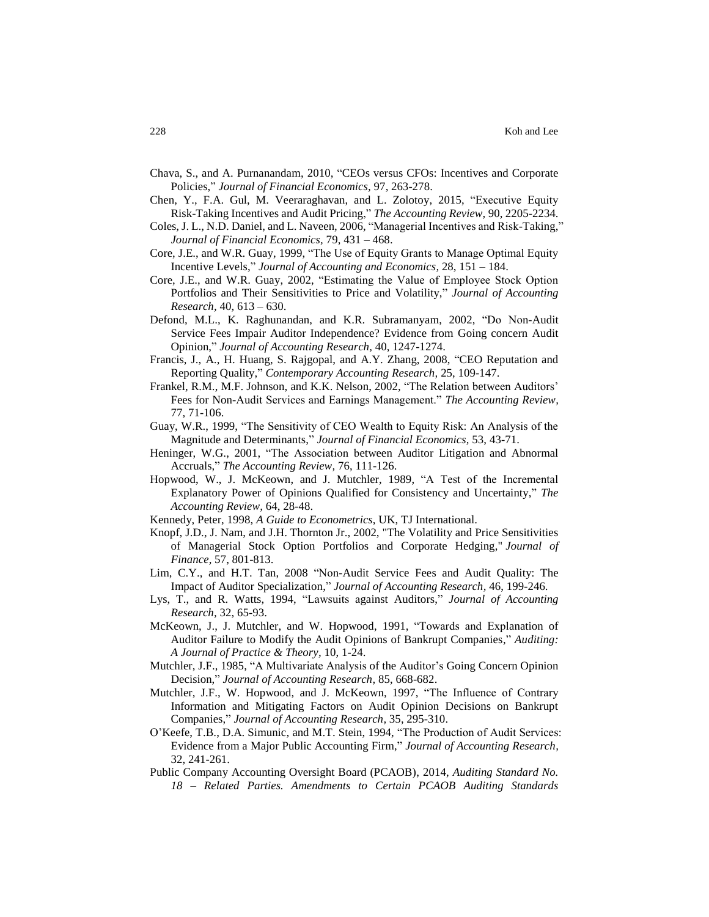Chava, S., and A. Purnanandam, 2010, "CEOs versus CFOs: Incentives and Corporate Policies," *Journal of Financial Economics*, 97, 263-278.

Chen, Y., F.A. Gul, M. Veeraraghavan, and L. Zolotoy, 2015, "Executive Equity Risk-Taking Incentives and Audit Pricing," *The Accounting Review*, 90, 2205-2234.

Coles, J. L., N.D. Daniel, and L. Naveen, 2006, "Managerial Incentives and Risk-Taking," *Journal of Financial Economics*, 79, 431 – 468.

Core, J.E., and W.R. Guay, 1999, "The Use of Equity Grants to Manage Optimal Equity Incentive Levels," *Journal of Accounting and Economics*, 28, 151 – 184.

Core, J.E., and W.R. Guay, 2002, "Estimating the Value of Employee Stock Option Portfolios and Their Sensitivities to Price and Volatility," *Journal of Accounting Research*, 40, 613 – 630.

Defond, M.L., K. Raghunandan, and K.R. Subramanyam, 2002, "Do Non-Audit Service Fees Impair Auditor Independence? Evidence from Going concern Audit Opinion," *Journal of Accounting Research*, 40, 1247-1274.

Francis, J., A., H. Huang, S. Rajgopal, and A.Y. Zhang, 2008, "CEO Reputation and Reporting Quality," *Contemporary Accounting Research*, 25, 109-147.

Frankel, R.M., M.F. Johnson, and K.K. Nelson, 2002, "The Relation between Auditors' Fees for Non-Audit Services and Earnings Management." *The Accounting Review*, 77, 71-106.

Guay, W.R., 1999, "The Sensitivity of CEO Wealth to Equity Risk: An Analysis of the Magnitude and Determinants," *Journal of Financial Economics*, 53, 43-71.

Heninger, W.G., 2001, "The Association between Auditor Litigation and Abnormal Accruals," *The Accounting Review*, 76, 111-126.

Hopwood, W., J. McKeown, and J. Mutchler, 1989, "A Test of the Incremental Explanatory Power of Opinions Qualified for Consistency and Uncertainty," *The Accounting Review*, 64, 28-48.

Kennedy, Peter, 1998, *A Guide to Econometrics*, UK, TJ International.

Knopf, J.D., J. Nam, and J.H. Thornton Jr., 2002, "The Volatility and Price Sensitivities of Managerial Stock Option Portfolios and Corporate Hedging," *Journal of Finance*, 57, 801-813.

Lim, C.Y., and H.T. Tan, 2008 "Non-Audit Service Fees and Audit Quality: The Impact of Auditor Specialization," *Journal of Accounting Research*, 46, 199-246.

Lys, T., and R. Watts, 1994, "Lawsuits against Auditors," *Journal of Accounting Research*, 32, 65-93.

McKeown, J., J. Mutchler, and W. Hopwood, 1991, "Towards and Explanation of Auditor Failure to Modify the Audit Opinions of Bankrupt Companies," *Auditing: A Journal of Practice & Theory*, 10, 1-24.

Mutchler, J.F., 1985, "A Multivariate Analysis of the Auditor's Going Concern Opinion Decision," *Journal of Accounting Research*, 85, 668-682.

Mutchler, J.F., W. Hopwood, and J. McKeown, 1997, "The Influence of Contrary Information and Mitigating Factors on Audit Opinion Decisions on Bankrupt Companies," *Journal of Accounting Research*, 35, 295-310.

O'Keefe, T.B., D.A. Simunic, and M.T. Stein, 1994, "The Production of Audit Services: Evidence from a Major Public Accounting Firm," *Journal of Accounting Research*, 32, 241-261.

Public Company Accounting Oversight Board (PCAOB), 2014, *Auditing Standard No. 18 – Related Parties. Amendments to Certain PCAOB Auditing Standards*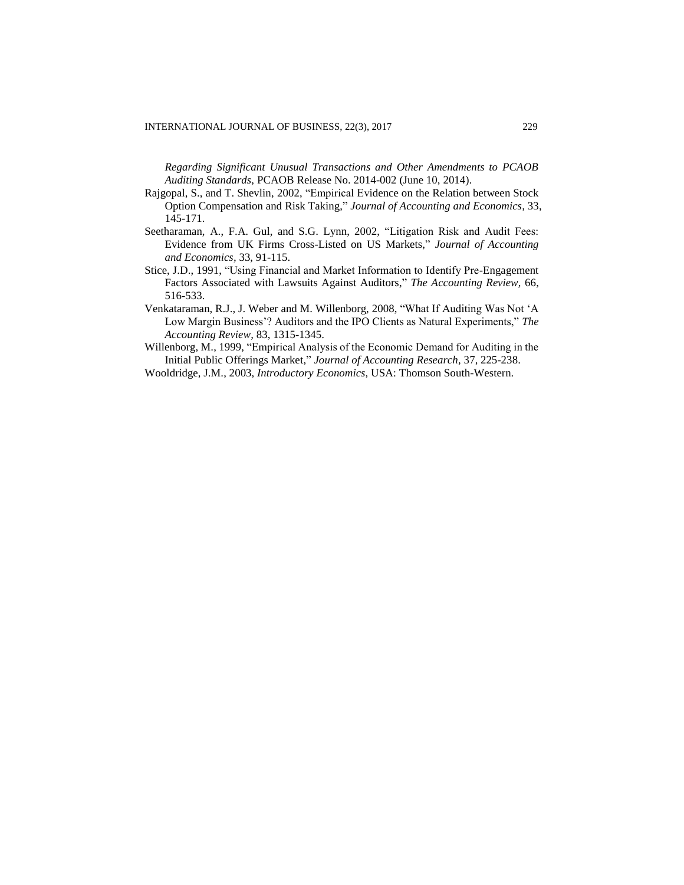*Regarding Significant Unusual Transactions and Other Amendments to PCAOB Auditing Standards*, PCAOB Release No. 2014-002 (June 10, 2014).

Rajgopal, S., and T. Shevlin, 2002, "Empirical Evidence on the Relation between Stock Option Compensation and Risk Taking," *Journal of Accounting and Economics*, 33, 145-171.

Seetharaman, A., F.A. Gul, and S.G. Lynn, 2002, "Litigation Risk and Audit Fees: Evidence from UK Firms Cross-Listed on US Markets," *Journal of Accounting and Economics*, 33, 91-115.

Stice, J.D., 1991, "Using Financial and Market Information to Identify Pre-Engagement Factors Associated with Lawsuits Against Auditors," *The Accounting Review*, 66, 516-533.

Venkataraman, R.J., J. Weber and M. Willenborg, 2008, "What If Auditing Was Not 'A Low Margin Business'? Auditors and the IPO Clients as Natural Experiments," *The Accounting Review*, 83, 1315-1345.

Willenborg, M., 1999, "Empirical Analysis of the Economic Demand for Auditing in the Initial Public Offerings Market," *Journal of Accounting Research*, 37, 225-238.

Wooldridge, J.M., 2003, *Introductory Economics*, USA: Thomson South-Western.